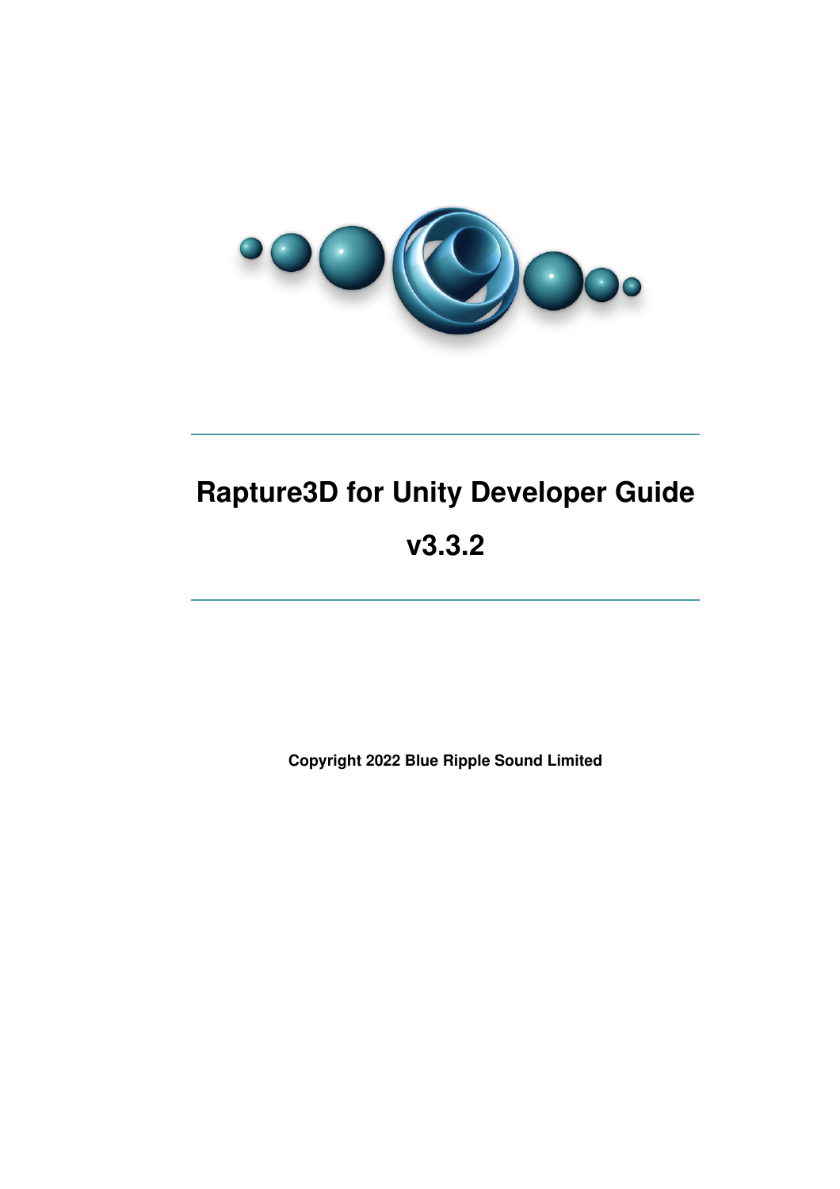# Rapture3D for Unity Developer Guide

# v3.3.2

**Copyright 2022 Blue Ripple Sound Limited**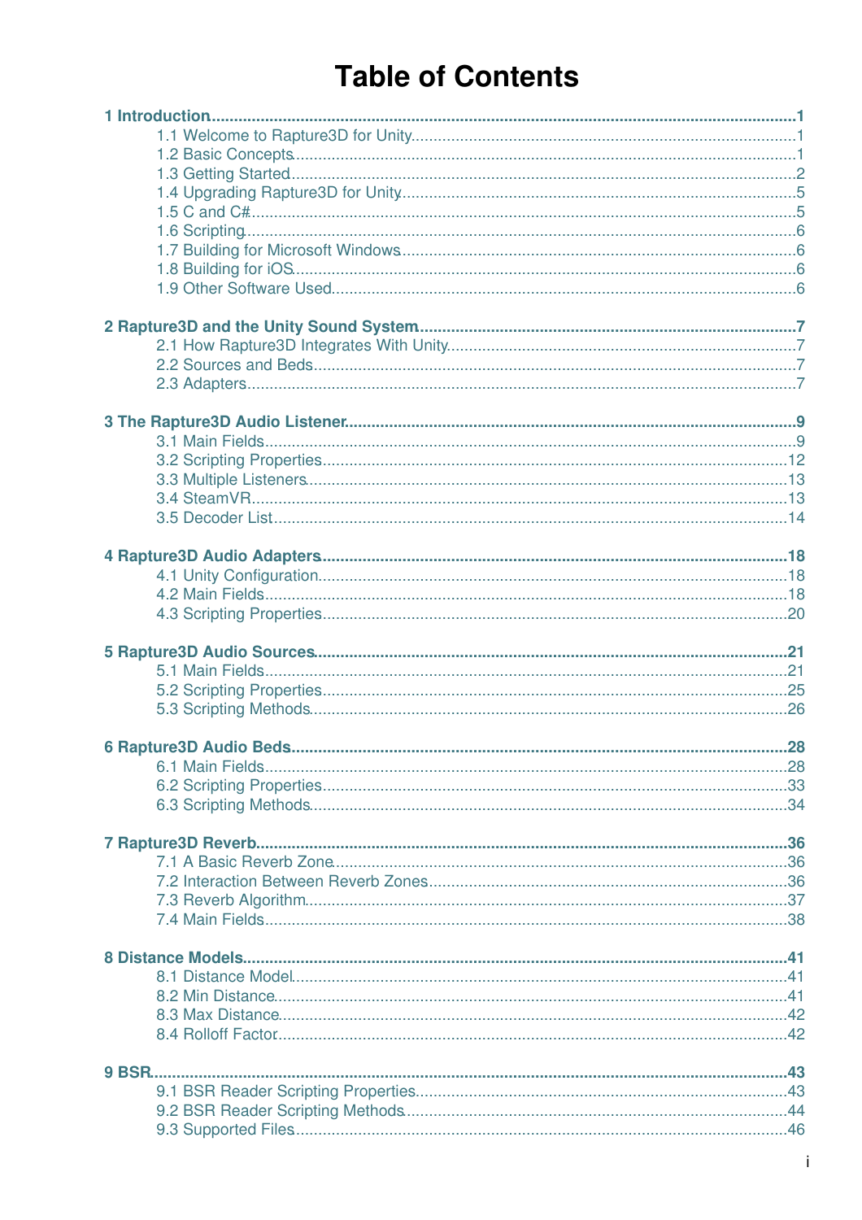# Table of Contents

**1 Introduction**......1
- 1.1 Welcome to Rapture3D for Unity......1
- 1.2 Basic Concepts......1
- 1.3 Getting Started......2
- 1.4 Upgrading Rapture3D for Unity......5
- 1.5 C and C#......5
- 1.6 Scripting......6
- 1.7 Building for Microsoft Windows......6
- 1.8 Building for iOS......6
- 1.9 Other Software Used......6

**2 Rapture3D and the Unity Sound System**......7
- 2.1 How Rapture3D Integrates With Unity......7
- 2.2 Sources and Beds......7
- 2.3 Adapters......7

**3 The Rapture3D Audio Listener**......9
- 3.1 Main Fields......9
- 3.2 Scripting Properties......12
- 3.3 Multiple Listeners......13
- 3.4 SteamVR......13
- 3.5 Decoder List......14

**4 Rapture3D Audio Adapters**......18
- 4.1 Unity Configuration......18
- 4.2 Main Fields......18
- 4.3 Scripting Properties......20

**5 Rapture3D Audio Sources**......21
- 5.1 Main Fields......21
- 5.2 Scripting Properties......25
- 5.3 Scripting Methods......26

**6 Rapture3D Audio Beds**......28
- 6.1 Main Fields......28
- 6.2 Scripting Properties......33
- 6.3 Scripting Methods......34

**7 Rapture3D Reverb**......36
- 7.1 A Basic Reverb Zone......36
- 7.2 Interaction Between Reverb Zones......36
- 7.3 Reverb Algorithm......37
- 7.4 Main Fields......38

**8 Distance Models**......41
- 8.1 Distance Model......41
- 8.2 Min Distance......41
- 8.3 Max Distance......42
- 8.4 Rolloff Factor......42

**9 BSR**......43
- 9.1 BSR Reader Scripting Properties......43
- 9.2 BSR Reader Scripting Methods......44
- 9.3 Supported Files......46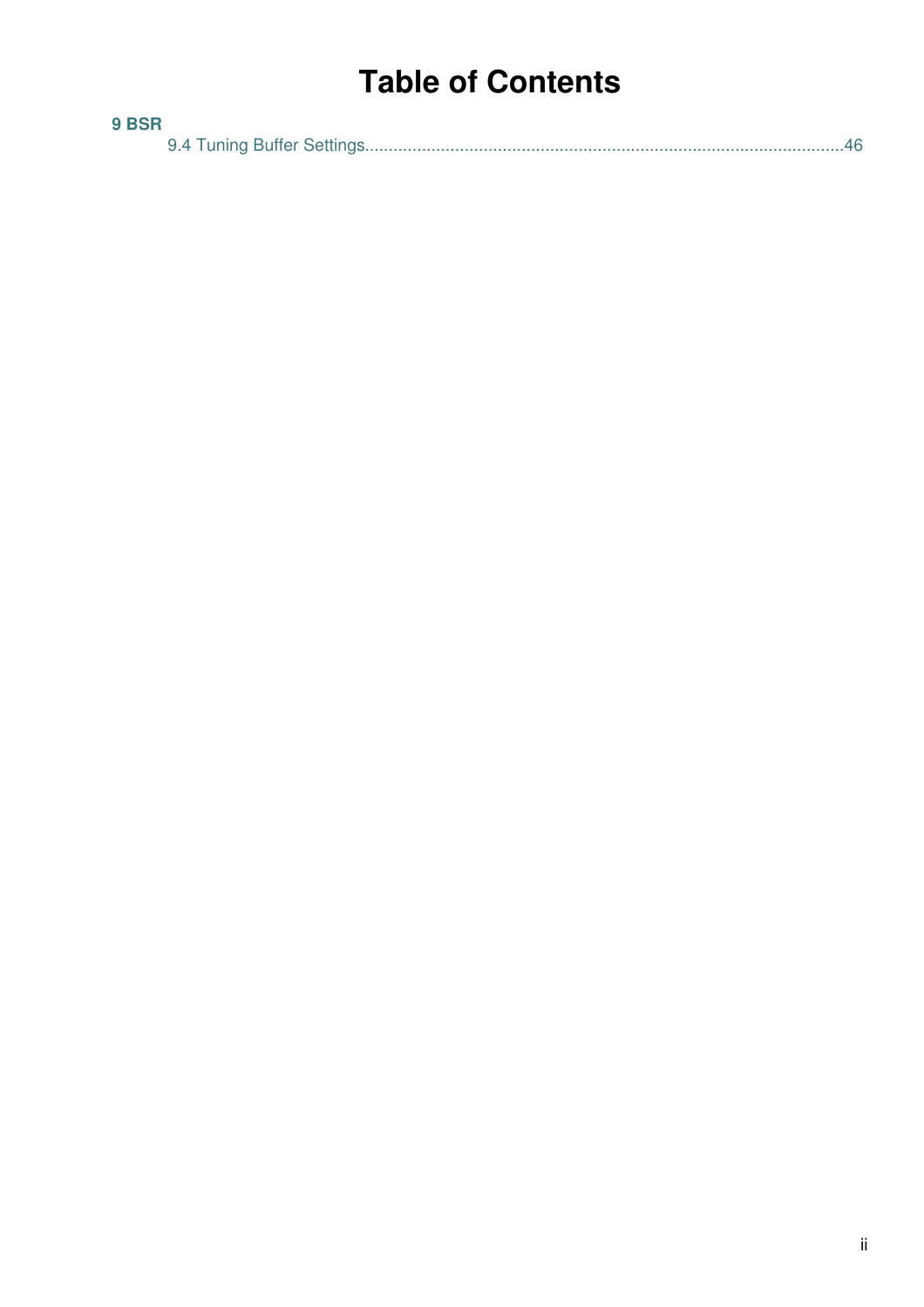# Table of Contents

**9 BSR**

9.4 Tuning Buffer Settings....................................................................................................46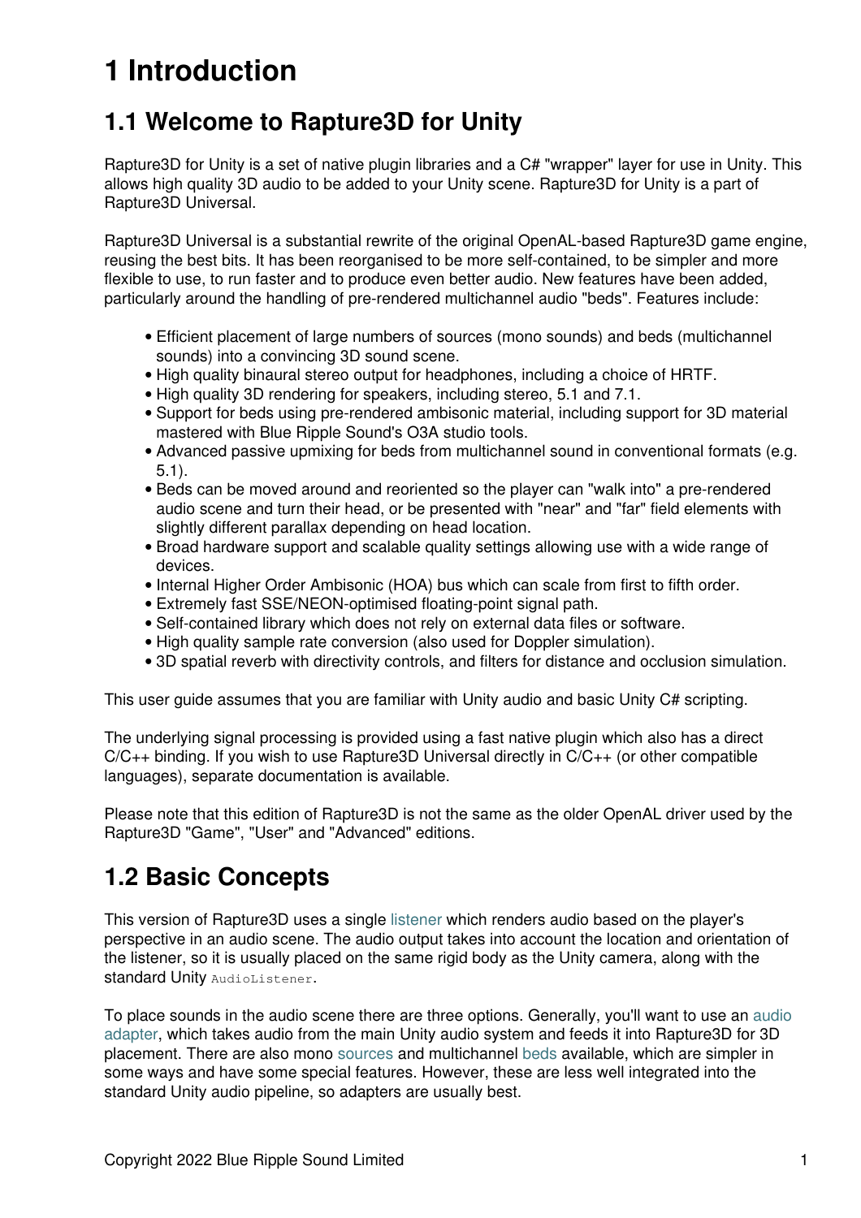# 1 Introduction

## 1.1 Welcome to Rapture3D for Unity

Rapture3D for Unity is a set of native plugin libraries and a C# "wrapper" layer for use in Unity. This allows high quality 3D audio to be added to your Unity scene. Rapture3D for Unity is a part of Rapture3D Universal.

Rapture3D Universal is a substantial rewrite of the original OpenAL-based Rapture3D game engine, reusing the best bits. It has been reorganised to be more self-contained, to be simpler and more flexible to use, to run faster and to produce even better audio. New features have been added, particularly around the handling of pre-rendered multichannel audio "beds". Features include:

- Efficient placement of large numbers of sources (mono sounds) and beds (multichannel sounds) into a convincing 3D sound scene.
- High quality binaural stereo output for headphones, including a choice of HRTF.
- High quality 3D rendering for speakers, including stereo, 5.1 and 7.1.
- Support for beds using pre-rendered ambisonic material, including support for 3D material mastered with Blue Ripple Sound's O3A studio tools.
- Advanced passive upmixing for beds from multichannel sound in conventional formats (e.g. 5.1).
- Beds can be moved around and reoriented so the player can "walk into" a pre-rendered audio scene and turn their head, or be presented with "near" and "far" field elements with slightly different parallax depending on head location.
- Broad hardware support and scalable quality settings allowing use with a wide range of devices.
- Internal Higher Order Ambisonic (HOA) bus which can scale from first to fifth order.
- Extremely fast SSE/NEON-optimised floating-point signal path.
- Self-contained library which does not rely on external data files or software.
- High quality sample rate conversion (also used for Doppler simulation).
- 3D spatial reverb with directivity controls, and filters for distance and occlusion simulation.

This user guide assumes that you are familiar with Unity audio and basic Unity C# scripting.

The underlying signal processing is provided using a fast native plugin which also has a direct C/C++ binding. If you wish to use Rapture3D Universal directly in C/C++ (or other compatible languages), separate documentation is available.

Please note that this edition of Rapture3D is not the same as the older OpenAL driver used by the Rapture3D "Game", "User" and "Advanced" editions.

## 1.2 Basic Concepts

This version of Rapture3D uses a single listener which renders audio based on the player's perspective in an audio scene. The audio output takes into account the location and orientation of the listener, so it is usually placed on the same rigid body as the Unity camera, along with the standard Unity `AudioListener`.

To place sounds in the audio scene there are three options. Generally, you'll want to use an audio adapter, which takes audio from the main Unity audio system and feeds it into Rapture3D for 3D placement. There are also mono sources and multichannel beds available, which are simpler in some ways and have some special features. However, these are less well integrated into the standard Unity audio pipeline, so adapters are usually best.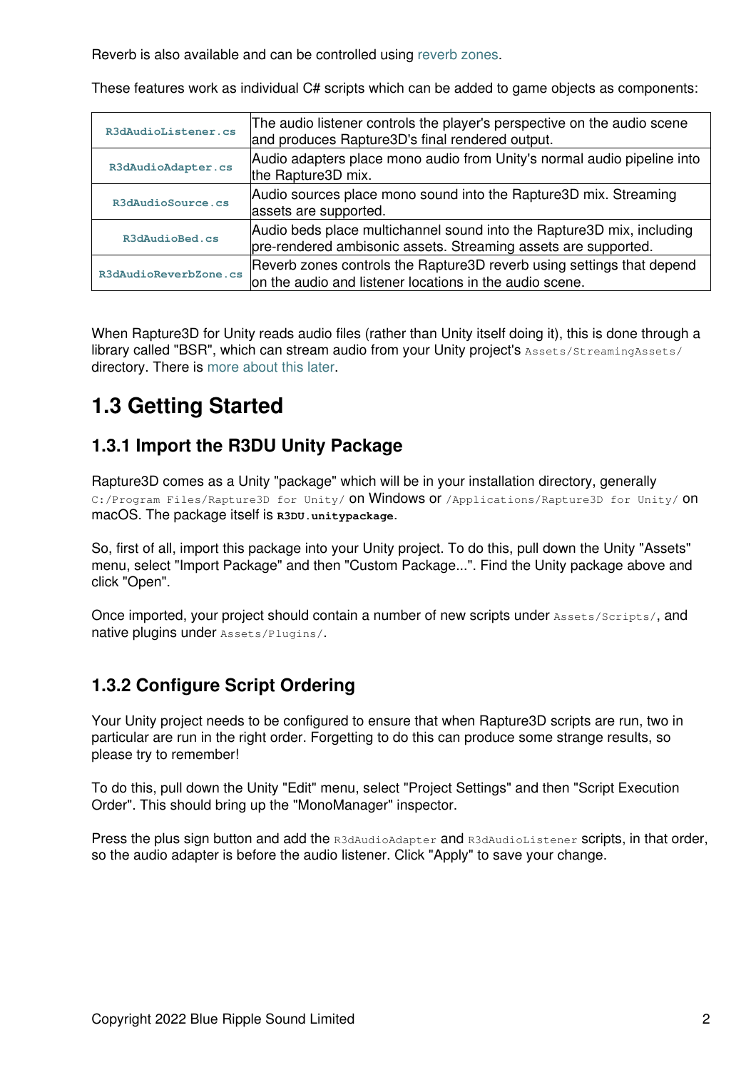Reverb is also available and can be controlled using reverb zones.

These features work as individual C# scripts which can be added to game objects as components:

| | |
|---|---|
| `R3dAudioListener.cs` | The audio listener controls the player's perspective on the audio scene and produces Rapture3D's final rendered output. |
| `R3dAudioAdapter.cs` | Audio adapters place mono audio from Unity's normal audio pipeline into the Rapture3D mix. |
| `R3dAudioSource.cs` | Audio sources place mono sound into the Rapture3D mix. Streaming assets are supported. |
| `R3dAudioBed.cs` | Audio beds place multichannel sound into the Rapture3D mix, including pre-rendered ambisonic assets. Streaming assets are supported. |
| `R3dAudioReverbZone.cs` | Reverb zones controls the Rapture3D reverb using settings that depend on the audio and listener locations in the audio scene. |

When Rapture3D for Unity reads audio files (rather than Unity itself doing it), this is done through a library called "BSR", which can stream audio from your Unity project's `Assets/StreamingAssets/` directory. There is more about this later.

## 1.3 Getting Started

### 1.3.1 Import the R3DU Unity Package

Rapture3D comes as a Unity "package" which will be in your installation directory, generally `C:/Program Files/Rapture3D for Unity/` on Windows or `/Applications/Rapture3D for Unity/` on macOS. The package itself is **`R3DU.unitypackage`**.

So, first of all, import this package into your Unity project. To do this, pull down the Unity "Assets" menu, select "Import Package" and then "Custom Package...". Find the Unity package above and click "Open".

Once imported, your project should contain a number of new scripts under `Assets/Scripts/`, and native plugins under `Assets/Plugins/`.

### 1.3.2 Configure Script Ordering

Your Unity project needs to be configured to ensure that when Rapture3D scripts are run, two in particular are run in the right order. Forgetting to do this can produce some strange results, so please try to remember!

To do this, pull down the Unity "Edit" menu, select "Project Settings" and then "Script Execution Order". This should bring up the "MonoManager" inspector.

Press the plus sign button and add the `R3dAudioAdapter` and `R3dAudioListener` scripts, in that order, so the audio adapter is before the audio listener. Click "Apply" to save your change.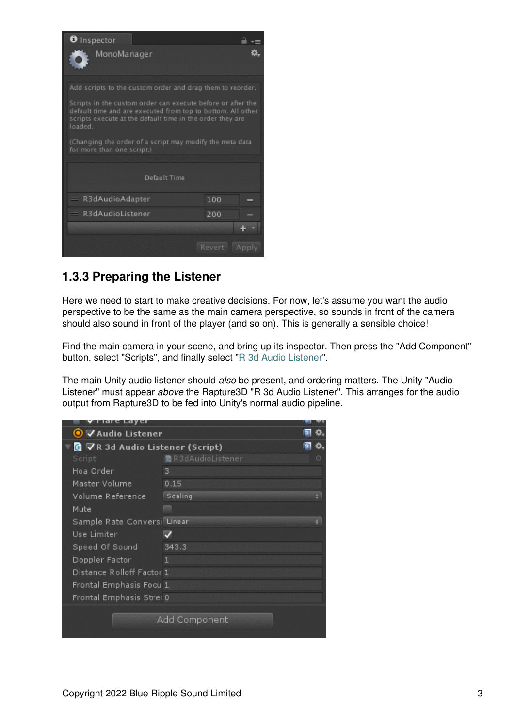## 1.3.3 Preparing the Listener

Here we need to start to make creative decisions. For now, let's assume you want the audio perspective to be the same as the main camera perspective, so sounds in front of the camera should also sound in front of the player (and so on). This is generally a sensible choice!

Find the main camera in your scene, and bring up its inspector. Then press the "Add Component" button, select "Scripts", and finally select "R 3d Audio Listener".

The main Unity audio listener should *also* be present, and ordering matters. The Unity "Audio Listener" must appear *above* the Rapture3D "R 3d Audio Listener". This arranges for the audio output from Rapture3D to be fed into Unity's normal audio pipeline.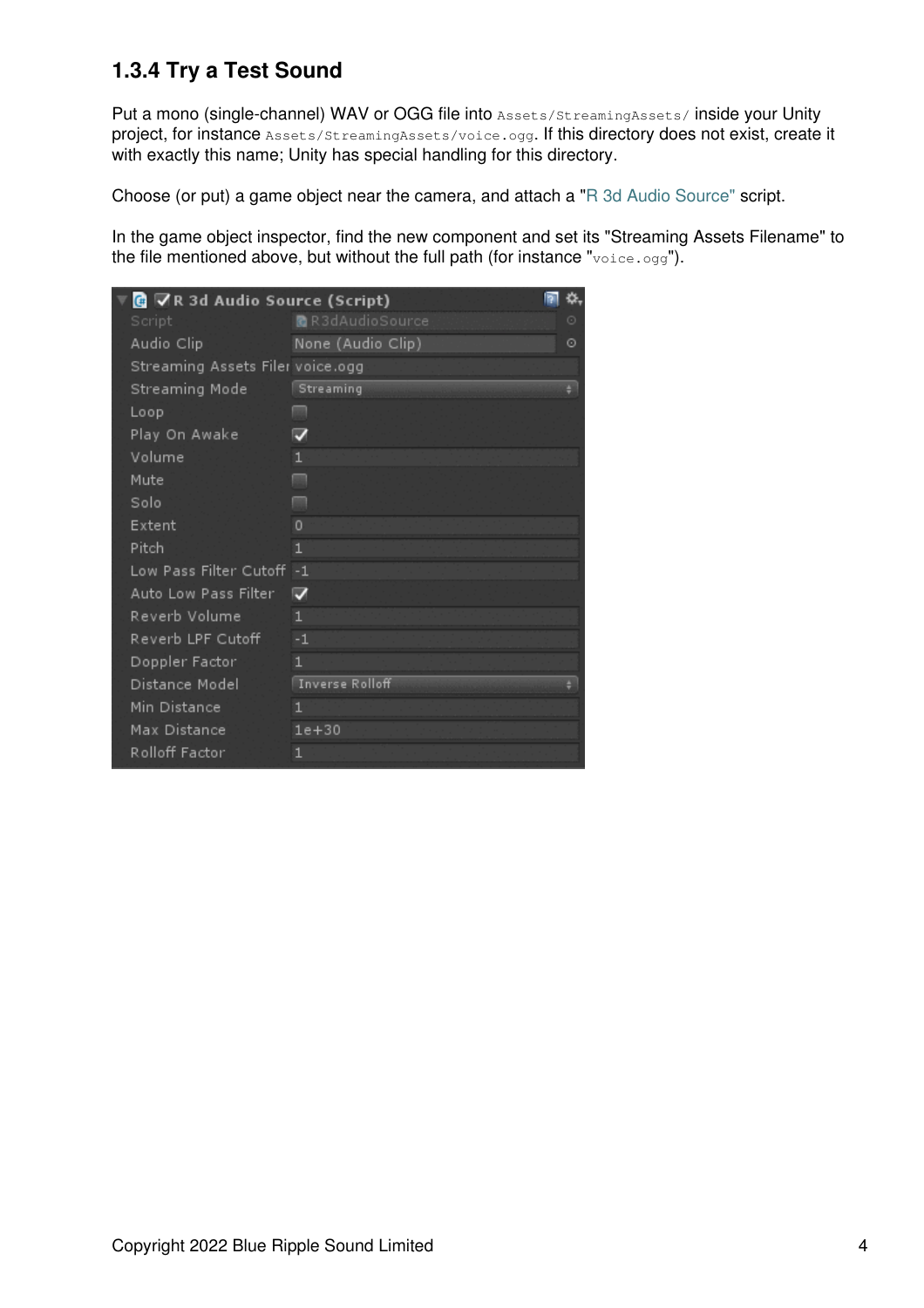### 1.3.4 Try a Test Sound

Put a mono (single-channel) WAV or OGG file into `Assets/StreamingAssets/` inside your Unity project, for instance `Assets/StreamingAssets/voice.ogg`. If this directory does not exist, create it with exactly this name; Unity has special handling for this directory.

Choose (or put) a game object near the camera, and attach a "R 3d Audio Source" script.

In the game object inspector, find the new component and set its "Streaming Assets Filename" to the file mentioned above, but without the full path (for instance "`voice.ogg`").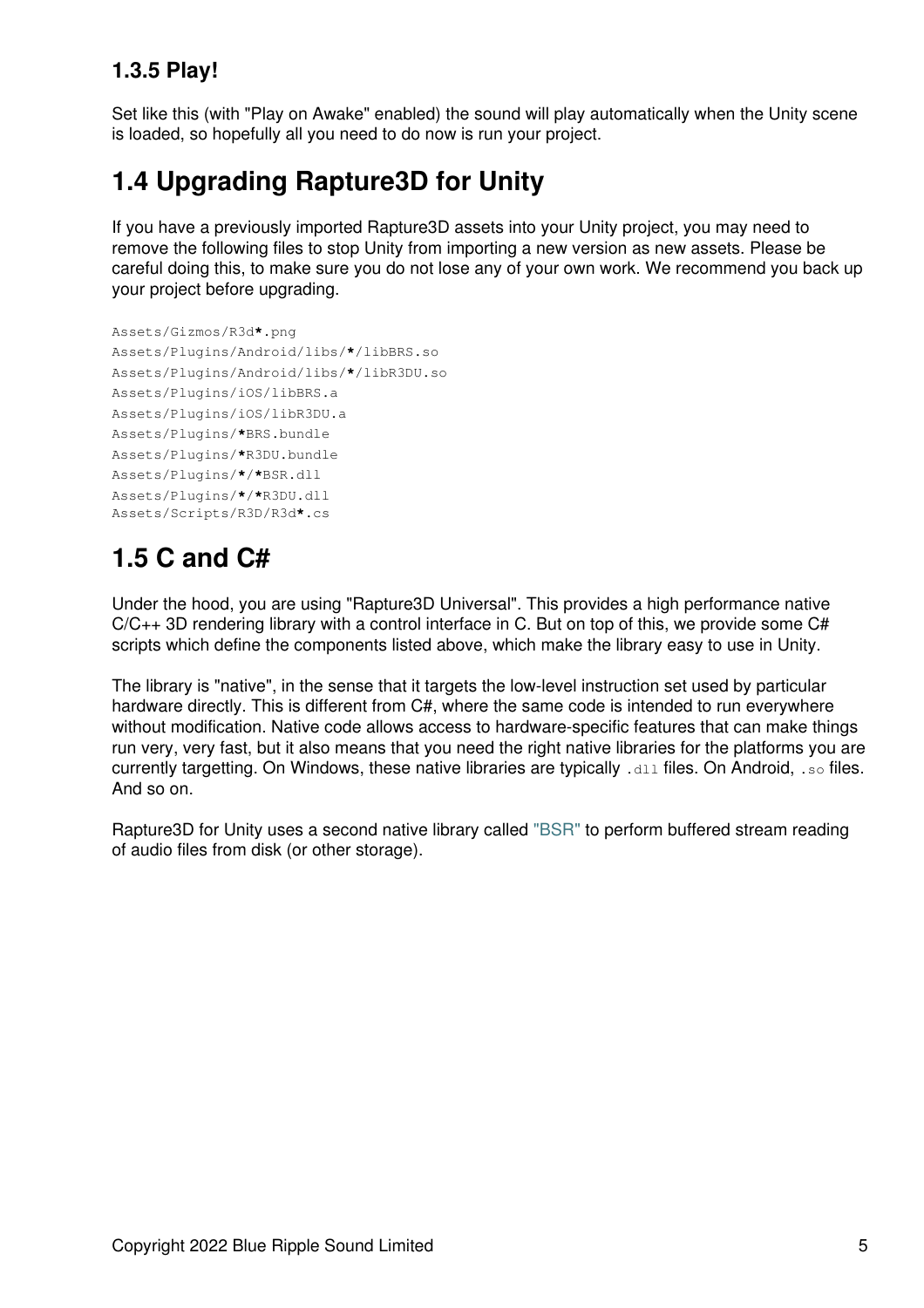### 1.3.5 Play!

Set like this (with "Play on Awake" enabled) the sound will play automatically when the Unity scene is loaded, so hopefully all you need to do now is run your project.

## 1.4 Upgrading Rapture3D for Unity

If you have a previously imported Rapture3D assets into your Unity project, you may need to remove the following files to stop Unity from importing a new version as new assets. Please be careful doing this, to make sure you do not lose any of your own work. We recommend you back up your project before upgrading.

```
Assets/Gizmos/R3d*.png
Assets/Plugins/Android/libs/*/libBRS.so
Assets/Plugins/Android/libs/*/libR3DU.so
Assets/Plugins/iOS/libBRS.a
Assets/Plugins/iOS/libR3DU.a
Assets/Plugins/*BRS.bundle
Assets/Plugins/*R3DU.bundle
Assets/Plugins/*/*BSR.dll
Assets/Plugins/*/*R3DU.dll
Assets/Scripts/R3D/R3d*.cs
```

## 1.5 C and C#

Under the hood, you are using "Rapture3D Universal". This provides a high performance native C/C++ 3D rendering library with a control interface in C. But on top of this, we provide some C# scripts which define the components listed above, which make the library easy to use in Unity.

The library is "native", in the sense that it targets the low-level instruction set used by particular hardware directly. This is different from C#, where the same code is intended to run everywhere without modification. Native code allows access to hardware-specific features that can make things run very, very fast, but it also means that you need the right native libraries for the platforms you are currently targetting. On Windows, these native libraries are typically `.dll` files. On Android, `.so` files. And so on.

Rapture3D for Unity uses a second native library called "BSR" to perform buffered stream reading of audio files from disk (or other storage).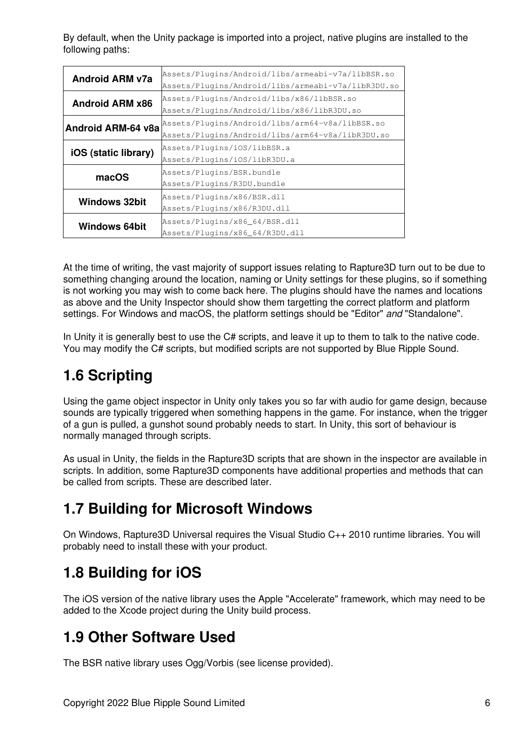By default, when the Unity package is imported into a project, native plugins are installed to the following paths:

| Platform | Paths |
|---|---|
| **Android ARM v7a** | `Assets/Plugins/Android/libs/armeabi-v7a/libBSR.so`<br>`Assets/Plugins/Android/libs/armeabi-v7a/libR3DU.so` |
| **Android ARM x86** | `Assets/Plugins/Android/libs/x86/libBSR.so`<br>`Assets/Plugins/Android/libs/x86/libR3DU.so` |
| **Android ARM-64 v8a** | `Assets/Plugins/Android/libs/arm64-v8a/libBSR.so`<br>`Assets/Plugins/Android/libs/arm64-v8a/libR3DU.so` |
| **iOS (static library)** | `Assets/Plugins/iOS/libBSR.a`<br>`Assets/Plugins/iOS/libR3DU.a` |
| **macOS** | `Assets/Plugins/BSR.bundle`<br>`Assets/Plugins/R3DU.bundle` |
| **Windows 32bit** | `Assets/Plugins/x86/BSR.dll`<br>`Assets/Plugins/x86/R3DU.dll` |
| **Windows 64bit** | `Assets/Plugins/x86_64/BSR.dll`<br>`Assets/Plugins/x86_64/R3DU.dll` |

At the time of writing, the vast majority of support issues relating to Rapture3D turn out to be due to something changing around the location, naming or Unity settings for these plugins, so if something is not working you may wish to come back here. The plugins should have the names and locations as above and the Unity Inspector should show them targetting the correct platform and platform settings. For Windows and macOS, the platform settings should be "Editor" *and* "Standalone".

In Unity it is generally best to use the C# scripts, and leave it up to them to talk to the native code. You may modify the C# scripts, but modified scripts are not supported by Blue Ripple Sound.

## 1.6 Scripting

Using the game object inspector in Unity only takes you so far with audio for game design, because sounds are typically triggered when something happens in the game. For instance, when the trigger of a gun is pulled, a gunshot sound probably needs to start. In Unity, this sort of behaviour is normally managed through scripts.

As usual in Unity, the fields in the Rapture3D scripts that are shown in the inspector are available in scripts. In addition, some Rapture3D components have additional properties and methods that can be called from scripts. These are described later.

## 1.7 Building for Microsoft Windows

On Windows, Rapture3D Universal requires the Visual Studio C++ 2010 runtime libraries. You will probably need to install these with your product.

## 1.8 Building for iOS

The iOS version of the native library uses the Apple "Accelerate" framework, which may need to be added to the Xcode project during the Unity build process.

## 1.9 Other Software Used

The BSR native library uses Ogg/Vorbis (see license provided).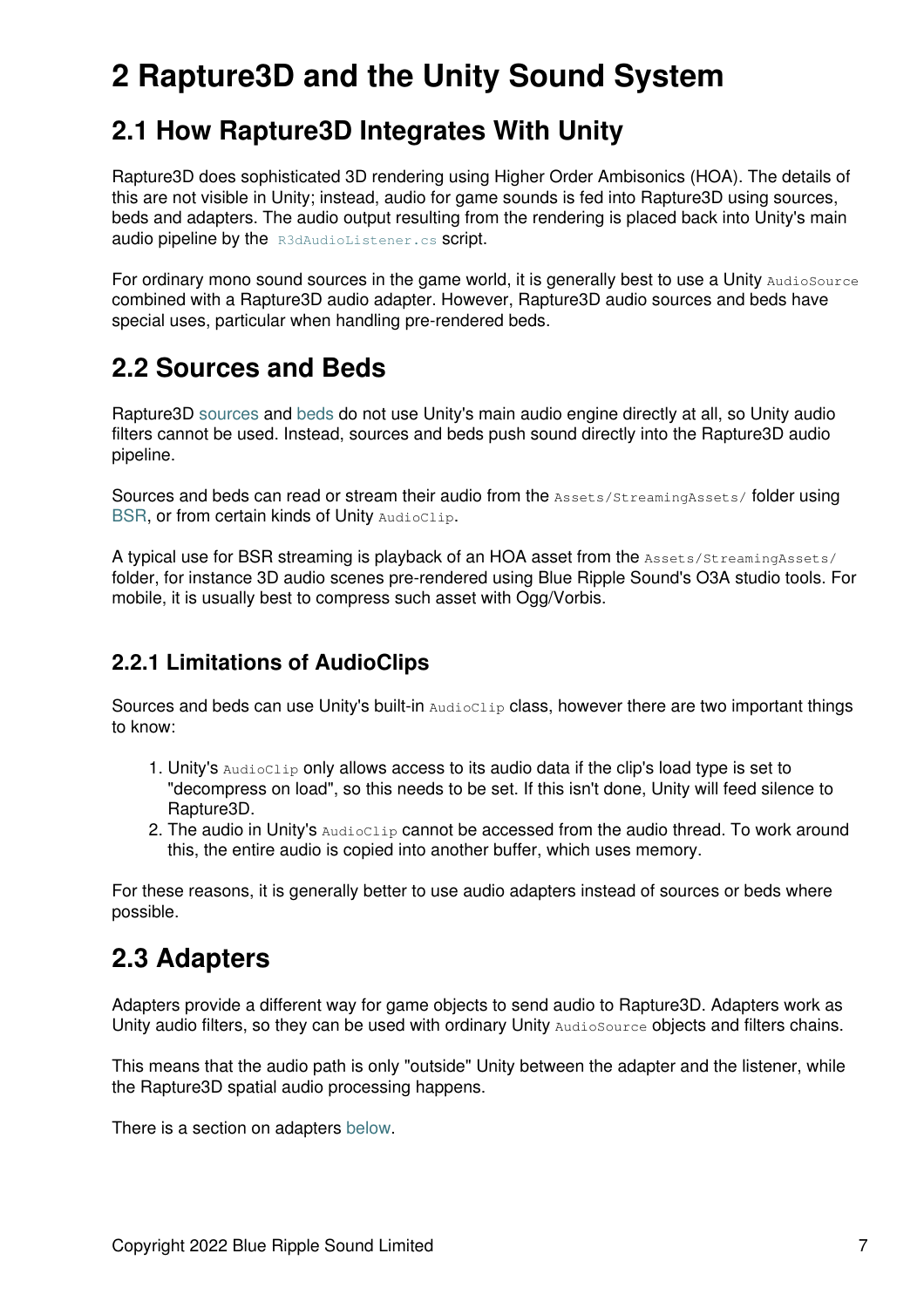# 2 Rapture3D and the Unity Sound System

## 2.1 How Rapture3D Integrates With Unity

Rapture3D does sophisticated 3D rendering using Higher Order Ambisonics (HOA). The details of this are not visible in Unity; instead, audio for game sounds is fed into Rapture3D using sources, beds and adapters. The audio output resulting from the rendering is placed back into Unity's main audio pipeline by the `R3dAudioListener.cs` script.

For ordinary mono sound sources in the game world, it is generally best to use a Unity `AudioSource` combined with a Rapture3D audio adapter. However, Rapture3D audio sources and beds have special uses, particular when handling pre-rendered beds.

## 2.2 Sources and Beds

Rapture3D sources and beds do not use Unity's main audio engine directly at all, so Unity audio filters cannot be used. Instead, sources and beds push sound directly into the Rapture3D audio pipeline.

Sources and beds can read or stream their audio from the `Assets/StreamingAssets/` folder using BSR, or from certain kinds of Unity `AudioClip`.

A typical use for BSR streaming is playback of an HOA asset from the `Assets/StreamingAssets/` folder, for instance 3D audio scenes pre-rendered using Blue Ripple Sound's O3A studio tools. For mobile, it is usually best to compress such asset with Ogg/Vorbis.

### 2.2.1 Limitations of AudioClips

Sources and beds can use Unity's built-in `AudioClip` class, however there are two important things to know:

1. Unity's `AudioClip` only allows access to its audio data if the clip's load type is set to "decompress on load", so this needs to be set. If this isn't done, Unity will feed silence to Rapture3D.
2. The audio in Unity's `AudioClip` cannot be accessed from the audio thread. To work around this, the entire audio is copied into another buffer, which uses memory.

For these reasons, it is generally better to use audio adapters instead of sources or beds where possible.

## 2.3 Adapters

Adapters provide a different way for game objects to send audio to Rapture3D. Adapters work as Unity audio filters, so they can be used with ordinary Unity `AudioSource` objects and filters chains.

This means that the audio path is only "outside" Unity between the adapter and the listener, while the Rapture3D spatial audio processing happens.

There is a section on adapters below.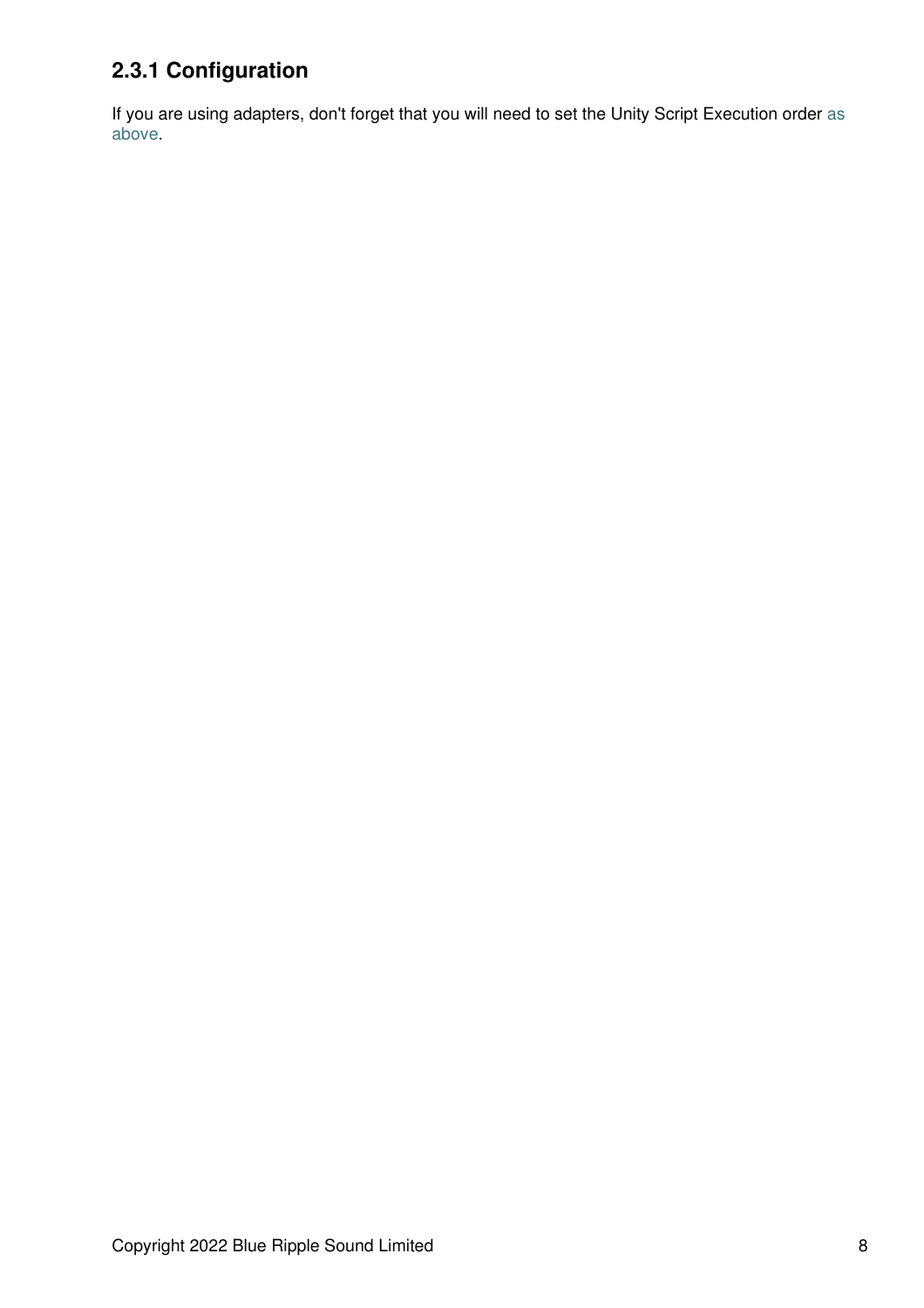### 2.3.1 Configuration

If you are using adapters, don't forget that you will need to set the Unity Script Execution order as above.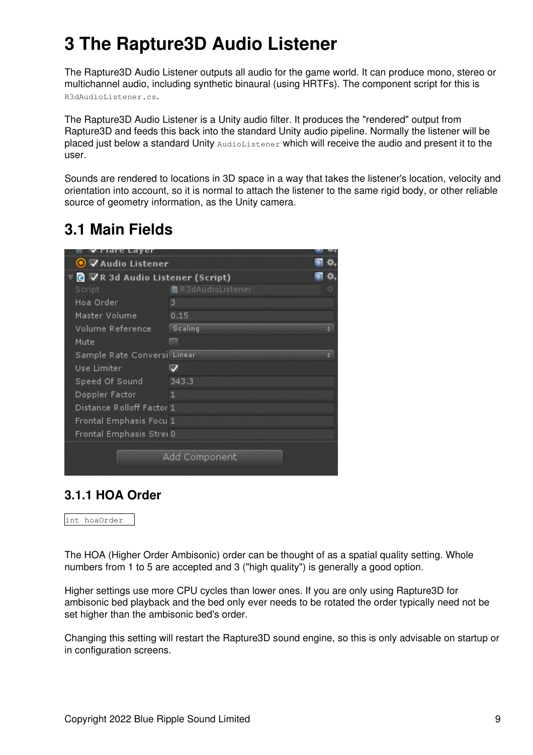# 3 The Rapture3D Audio Listener

The Rapture3D Audio Listener outputs all audio for the game world. It can produce mono, stereo or multichannel audio, including synthetic binaural (using HRTFs). The component script for this is `R3dAudioListener.cs`.

The Rapture3D Audio Listener is a Unity audio filter. It produces the "rendered" output from Rapture3D and feeds this back into the standard Unity audio pipeline. Normally the listener will be placed just below a standard Unity `AudioListener` which will receive the audio and present it to the user.

Sounds are rendered to locations in 3D space in a way that takes the listener's location, velocity and orientation into account, so it is normal to attach the listener to the same rigid body, or other reliable source of geometry information, as the Unity camera.

## 3.1 Main Fields

### 3.1.1 HOA Order

```
int hoaOrder
```

The HOA (Higher Order Ambisonic) order can be thought of as a spatial quality setting. Whole numbers from 1 to 5 are accepted and 3 ("high quality") is generally a good option.

Higher settings use more CPU cycles than lower ones. If you are only using Rapture3D for ambisonic bed playback and the bed only ever needs to be rotated the order typically need not be set higher than the ambisonic bed's order.

Changing this setting will restart the Rapture3D sound engine, so this is only advisable on startup or in configuration screens.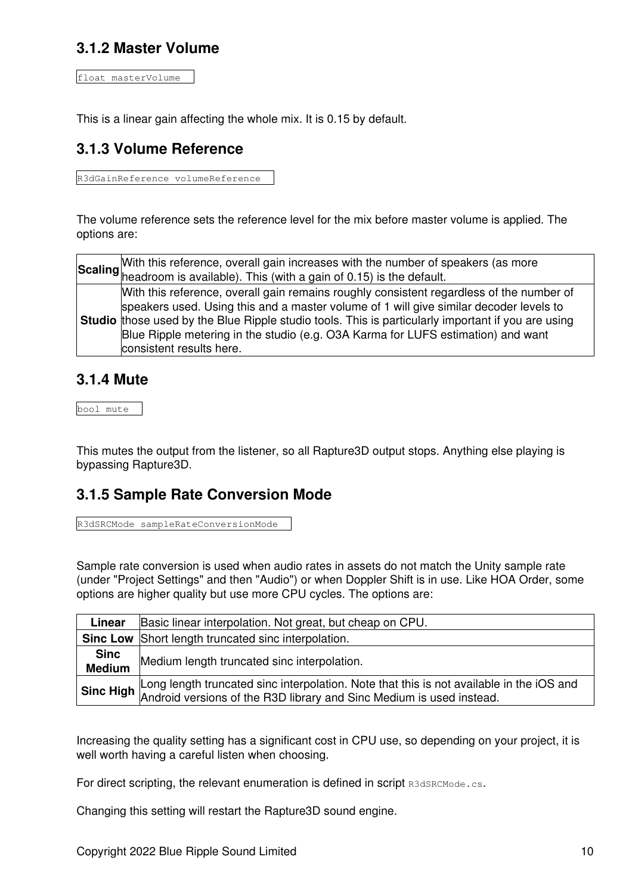### 3.1.2 Master Volume

```
float masterVolume
```

This is a linear gain affecting the whole mix. It is 0.15 by default.

### 3.1.3 Volume Reference

```
R3dGainReference volumeReference
```

The volume reference sets the reference level for the mix before master volume is applied. The options are:

| | |
|---|---|
| **Scaling** | With this reference, overall gain increases with the number of speakers (as more headroom is available). This (with a gain of 0.15) is the default. |
| **Studio** | With this reference, overall gain remains roughly consistent regardless of the number of speakers used. Using this and a master volume of 1 will give similar decoder levels to those used by the Blue Ripple studio tools. This is particularly important if you are using Blue Ripple metering in the studio (e.g. O3A Karma for LUFS estimation) and want consistent results here. |

### 3.1.4 Mute

```
bool mute
```

This mutes the output from the listener, so all Rapture3D output stops. Anything else playing is bypassing Rapture3D.

### 3.1.5 Sample Rate Conversion Mode

```
R3dSRCMode sampleRateConversionMode
```

Sample rate conversion is used when audio rates in assets do not match the Unity sample rate (under "Project Settings" and then "Audio") or when Doppler Shift is in use. Like HOA Order, some options are higher quality but use more CPU cycles. The options are:

| | |
|---|---|
| **Linear** | Basic linear interpolation. Not great, but cheap on CPU. |
| **Sinc Low** | Short length truncated sinc interpolation. |
| **Sinc Medium** | Medium length truncated sinc interpolation. |
| **Sinc High** | Long length truncated sinc interpolation. Note that this is not available in the iOS and Android versions of the R3D library and Sinc Medium is used instead. |

Increasing the quality setting has a significant cost in CPU use, so depending on your project, it is well worth having a careful listen when choosing.

For direct scripting, the relevant enumeration is defined in script `R3dSRCMode.cs`.

Changing this setting will restart the Rapture3D sound engine.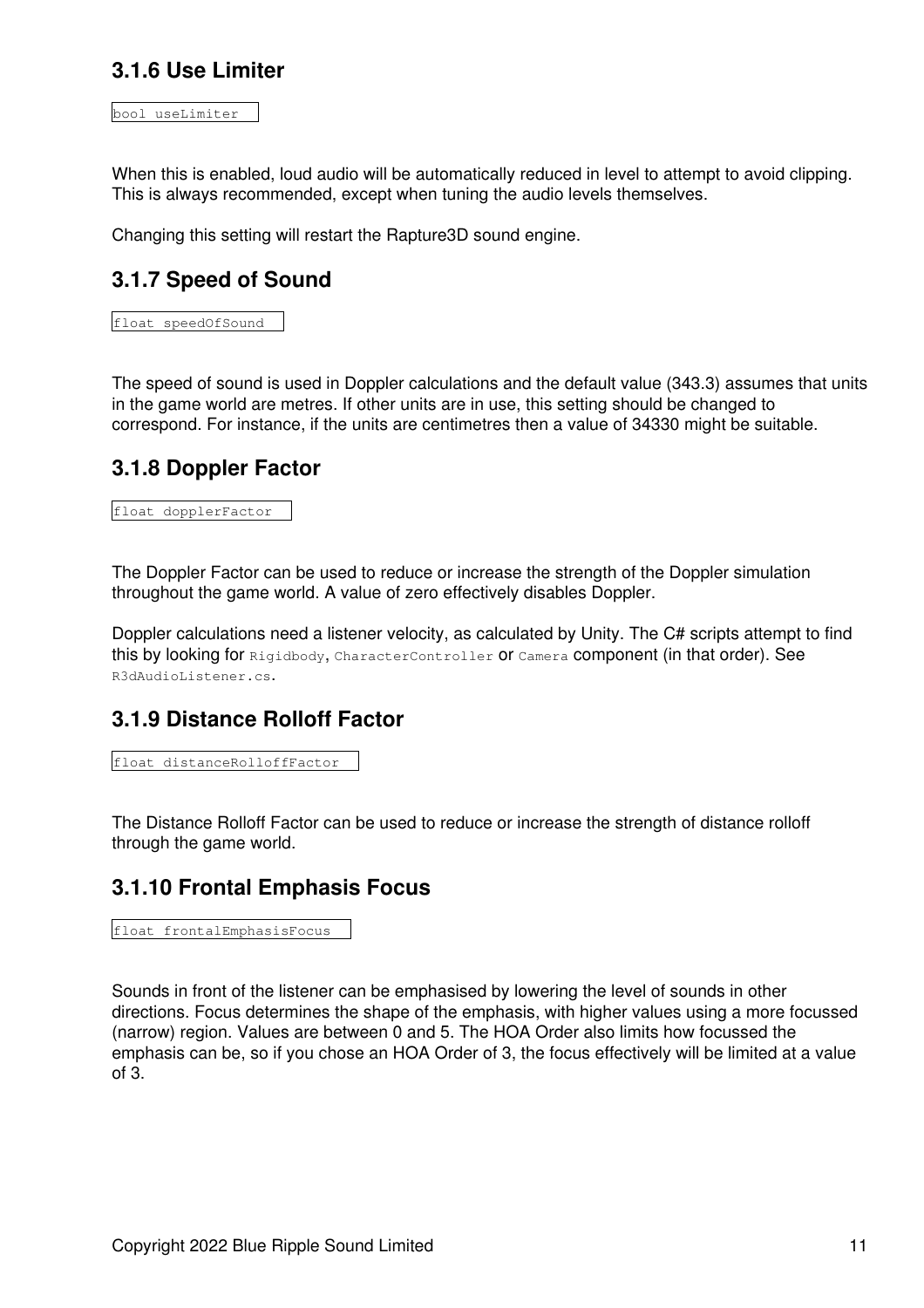### 3.1.6 Use Limiter

```
bool useLimiter
```

When this is enabled, loud audio will be automatically reduced in level to attempt to avoid clipping. This is always recommended, except when tuning the audio levels themselves.

Changing this setting will restart the Rapture3D sound engine.

### 3.1.7 Speed of Sound

```
float speedOfSound
```

The speed of sound is used in Doppler calculations and the default value (343.3) assumes that units in the game world are metres. If other units are in use, this setting should be changed to correspond. For instance, if the units are centimetres then a value of 34330 might be suitable.

### 3.1.8 Doppler Factor

```
float dopplerFactor
```

The Doppler Factor can be used to reduce or increase the strength of the Doppler simulation throughout the game world. A value of zero effectively disables Doppler.

Doppler calculations need a listener velocity, as calculated by Unity. The C# scripts attempt to find this by looking for `Rigidbody`, `CharacterController` or `Camera` component (in that order). See `R3dAudioListener.cs`.

### 3.1.9 Distance Rolloff Factor

```
float distanceRolloffFactor
```

The Distance Rolloff Factor can be used to reduce or increase the strength of distance rolloff through the game world.

### 3.1.10 Frontal Emphasis Focus

```
float frontalEmphasisFocus
```

Sounds in front of the listener can be emphasised by lowering the level of sounds in other directions. Focus determines the shape of the emphasis, with higher values using a more focussed (narrow) region. Values are between 0 and 5. The HOA Order also limits how focussed the emphasis can be, so if you chose an HOA Order of 3, the focus effectively will be limited at a value of 3.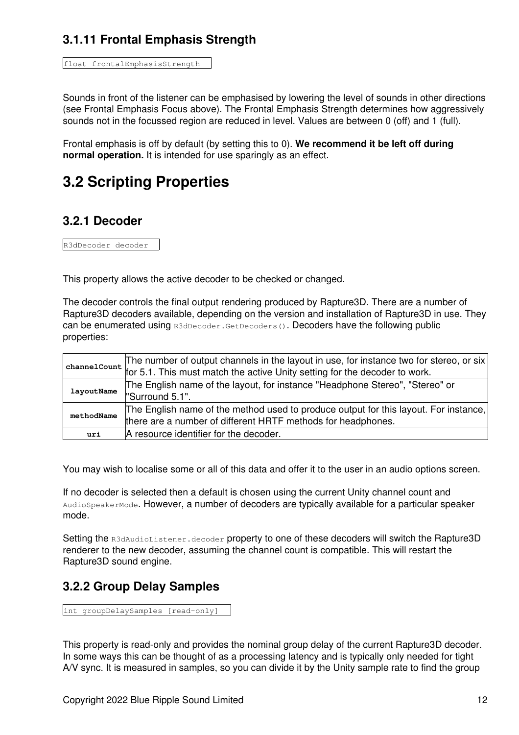### 3.1.11 Frontal Emphasis Strength

```
float frontalEmphasisStrength
```

Sounds in front of the listener can be emphasised by lowering the level of sounds in other directions (see Frontal Emphasis Focus above). The Frontal Emphasis Strength determines how aggressively sounds not in the focussed region are reduced in level. Values are between 0 (off) and 1 (full).

Frontal emphasis is off by default (by setting this to 0). **We recommend it be left off during normal operation.** It is intended for use sparingly as an effect.

## 3.2 Scripting Properties

### 3.2.1 Decoder

```
R3dDecoder decoder
```

This property allows the active decoder to be checked or changed.

The decoder controls the final output rendering produced by Rapture3D. There are a number of Rapture3D decoders available, depending on the version and installation of Rapture3D in use. They can be enumerated using `R3dDecoder.GetDecoders()`. Decoders have the following public properties:

| | |
|---|---|
| **channelCount** | The number of output channels in the layout in use, for instance two for stereo, or six for 5.1. This must match the active Unity setting for the decoder to work. |
| **layoutName** | The English name of the layout, for instance "Headphone Stereo", "Stereo" or "Surround 5.1". |
| **methodName** | The English name of the method used to produce output for this layout. For instance, there are a number of different HRTF methods for headphones. |
| **uri** | A resource identifier for the decoder. |

You may wish to localise some or all of this data and offer it to the user in an audio options screen.

If no decoder is selected then a default is chosen using the current Unity channel count and `AudioSpeakerMode`. However, a number of decoders are typically available for a particular speaker mode.

Setting the `R3dAudioListener.decoder` property to one of these decoders will switch the Rapture3D renderer to the new decoder, assuming the channel count is compatible. This will restart the Rapture3D sound engine.

### 3.2.2 Group Delay Samples

```
int groupDelaySamples [read-only]
```

This property is read-only and provides the nominal group delay of the current Rapture3D decoder. In some ways this can be thought of as a processing latency and is typically only needed for tight A/V sync. It is measured in samples, so you can divide it by the Unity sample rate to find the group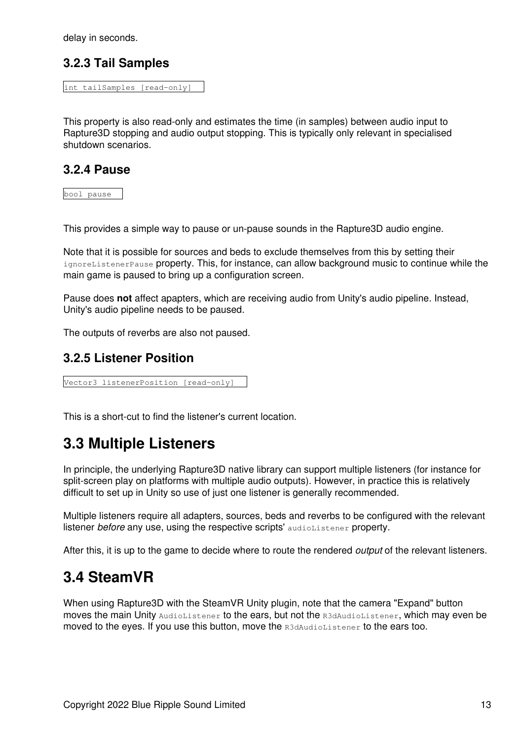delay in seconds.

### 3.2.3 Tail Samples

```
int tailSamples [read-only]
```

This property is also read-only and estimates the time (in samples) between audio input to Rapture3D stopping and audio output stopping. This is typically only relevant in specialised shutdown scenarios.

### 3.2.4 Pause

```
bool pause
```

This provides a simple way to pause or un-pause sounds in the Rapture3D audio engine.

Note that it is possible for sources and beds to exclude themselves from this by setting their `ignoreListenerPause` property. This, for instance, can allow background music to continue while the main game is paused to bring up a configuration screen.

Pause does **not** affect apapters, which are receiving audio from Unity's audio pipeline. Instead, Unity's audio pipeline needs to be paused.

The outputs of reverbs are also not paused.

### 3.2.5 Listener Position

```
Vector3 listenerPosition [read-only]
```

This is a short-cut to find the listener's current location.

## 3.3 Multiple Listeners

In principle, the underlying Rapture3D native library can support multiple listeners (for instance for split-screen play on platforms with multiple audio outputs). However, in practice this is relatively difficult to set up in Unity so use of just one listener is generally recommended.

Multiple listeners require all adapters, sources, beds and reverbs to be configured with the relevant listener *before* any use, using the respective scripts' `audioListener` property.

After this, it is up to the game to decide where to route the rendered *output* of the relevant listeners.

## 3.4 SteamVR

When using Rapture3D with the SteamVR Unity plugin, note that the camera "Expand" button moves the main Unity `AudioListener` to the ears, but not the `R3dAudioListener`, which may even be moved to the eyes. If you use this button, move the `R3dAudioListener` to the ears too.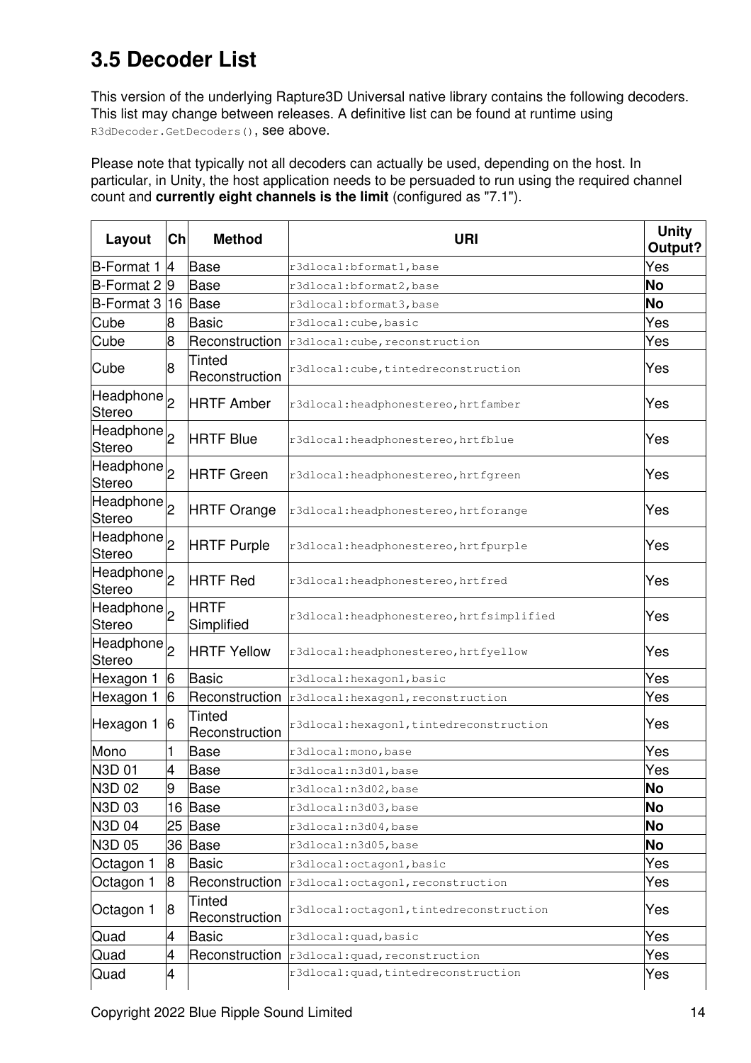## 3.5 Decoder List

This version of the underlying Rapture3D Universal native library contains the following decoders. This list may change between releases. A definitive list can be found at runtime using `R3dDecoder.GetDecoders()`, see above.

Please note that typically not all decoders can actually be used, depending on the host. In particular, in Unity, the host application needs to be persuaded to run using the required channel count and **currently eight channels is the limit** (configured as "7.1").

| Layout | Ch | Method | URI | Unity Output? |
|---|---|---|---|---|
| B-Format 1 | 4 | Base | `r3dlocal:bformat1,base` | Yes |
| B-Format 2 | 9 | Base | `r3dlocal:bformat2,base` | **No** |
| B-Format 3 | 16 | Base | `r3dlocal:bformat3,base` | **No** |
| Cube | 8 | Basic | `r3dlocal:cube,basic` | Yes |
| Cube | 8 | Reconstruction | `r3dlocal:cube,reconstruction` | Yes |
| Cube | 8 | Tinted Reconstruction | `r3dlocal:cube,tintedreconstruction` | Yes |
| Headphone Stereo | 2 | HRTF Amber | `r3dlocal:headphonestereo,hrtfamber` | Yes |
| Headphone Stereo | 2 | HRTF Blue | `r3dlocal:headphonestereo,hrtfblue` | Yes |
| Headphone Stereo | 2 | HRTF Green | `r3dlocal:headphonestereo,hrtfgreen` | Yes |
| Headphone Stereo | 2 | HRTF Orange | `r3dlocal:headphonestereo,hrtforange` | Yes |
| Headphone Stereo | 2 | HRTF Purple | `r3dlocal:headphonestereo,hrtfpurple` | Yes |
| Headphone Stereo | 2 | HRTF Red | `r3dlocal:headphonestereo,hrtfred` | Yes |
| Headphone Stereo | 2 | HRTF Simplified | `r3dlocal:headphonestereo,hrtfsimplified` | Yes |
| Headphone Stereo | 2 | HRTF Yellow | `r3dlocal:headphonestereo,hrtfyellow` | Yes |
| Hexagon 1 | 6 | Basic | `r3dlocal:hexagon1,basic` | Yes |
| Hexagon 1 | 6 | Reconstruction | `r3dlocal:hexagon1,reconstruction` | Yes |
| Hexagon 1 | 6 | Tinted Reconstruction | `r3dlocal:hexagon1,tintedreconstruction` | Yes |
| Mono | 1 | Base | `r3dlocal:mono,base` | Yes |
| N3D 01 | 4 | Base | `r3dlocal:n3d01,base` | Yes |
| N3D 02 | 9 | Base | `r3dlocal:n3d02,base` | **No** |
| N3D 03 | 16 | Base | `r3dlocal:n3d03,base` | **No** |
| N3D 04 | 25 | Base | `r3dlocal:n3d04,base` | **No** |
| N3D 05 | 36 | Base | `r3dlocal:n3d05,base` | **No** |
| Octagon 1 | 8 | Basic | `r3dlocal:octagon1,basic` | Yes |
| Octagon 1 | 8 | Reconstruction | `r3dlocal:octagon1,reconstruction` | Yes |
| Octagon 1 | 8 | Tinted Reconstruction | `r3dlocal:octagon1,tintedreconstruction` | Yes |
| Quad | 4 | Basic | `r3dlocal:quad,basic` | Yes |
| Quad | 4 | Reconstruction | `r3dlocal:quad,reconstruction` | Yes |
| Quad | 4 | | `r3dlocal:quad,tintedreconstruction` | Yes |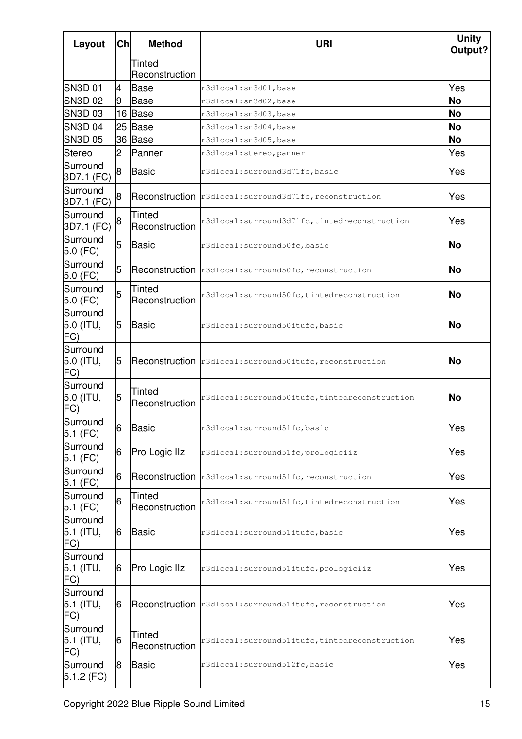| Layout | Ch | Method | URI | Unity Output? |
|---|---|---|---|---|
| | | Tinted Reconstruction | | |
| SN3D 01 | 4 | Base | r3dlocal:sn3d01,base | Yes |
| SN3D 02 | 9 | Base | r3dlocal:sn3d02,base | **No** |
| SN3D 03 | 16 | Base | r3dlocal:sn3d03,base | **No** |
| SN3D 04 | 25 | Base | r3dlocal:sn3d04,base | **No** |
| SN3D 05 | 36 | Base | r3dlocal:sn3d05,base | **No** |
| Stereo | 2 | Panner | r3dlocal:stereo,panner | Yes |
| Surround 3D7.1 (FC) | 8 | Basic | r3dlocal:surround3d71fc,basic | Yes |
| Surround 3D7.1 (FC) | 8 | Reconstruction | r3dlocal:surround3d71fc,reconstruction | Yes |
| Surround 3D7.1 (FC) | 8 | Tinted Reconstruction | r3dlocal:surround3d71fc,tintedreconstruction | Yes |
| Surround 5.0 (FC) | 5 | Basic | r3dlocal:surround50fc,basic | **No** |
| Surround 5.0 (FC) | 5 | Reconstruction | r3dlocal:surround50fc,reconstruction | **No** |
| Surround 5.0 (FC) | 5 | Tinted Reconstruction | r3dlocal:surround50fc,tintedreconstruction | **No** |
| Surround 5.0 (ITU, FC) | 5 | Basic | r3dlocal:surround50itufc,basic | **No** |
| Surround 5.0 (ITU, FC) | 5 | Reconstruction | r3dlocal:surround50itufc,reconstruction | **No** |
| Surround 5.0 (ITU, FC) | 5 | Tinted Reconstruction | r3dlocal:surround50itufc,tintedreconstruction | **No** |
| Surround 5.1 (FC) | 6 | Basic | r3dlocal:surround51fc,basic | Yes |
| Surround 5.1 (FC) | 6 | Pro Logic IIz | r3dlocal:surround51fc,prologiciiz | Yes |
| Surround 5.1 (FC) | 6 | Reconstruction | r3dlocal:surround51fc,reconstruction | Yes |
| Surround 5.1 (FC) | 6 | Tinted Reconstruction | r3dlocal:surround51fc,tintedreconstruction | Yes |
| Surround 5.1 (ITU, FC) | 6 | Basic | r3dlocal:surround51itufc,basic | Yes |
| Surround 5.1 (ITU, FC) | 6 | Pro Logic IIz | r3dlocal:surround51itufc,prologiciiz | Yes |
| Surround 5.1 (ITU, FC) | 6 | Reconstruction | r3dlocal:surround51itufc,reconstruction | Yes |
| Surround 5.1 (ITU, FC) | 6 | Tinted Reconstruction | r3dlocal:surround51itufc,tintedreconstruction | Yes |
| Surround 5.1.2 (FC) | 8 | Basic | r3dlocal:surround512fc,basic | Yes |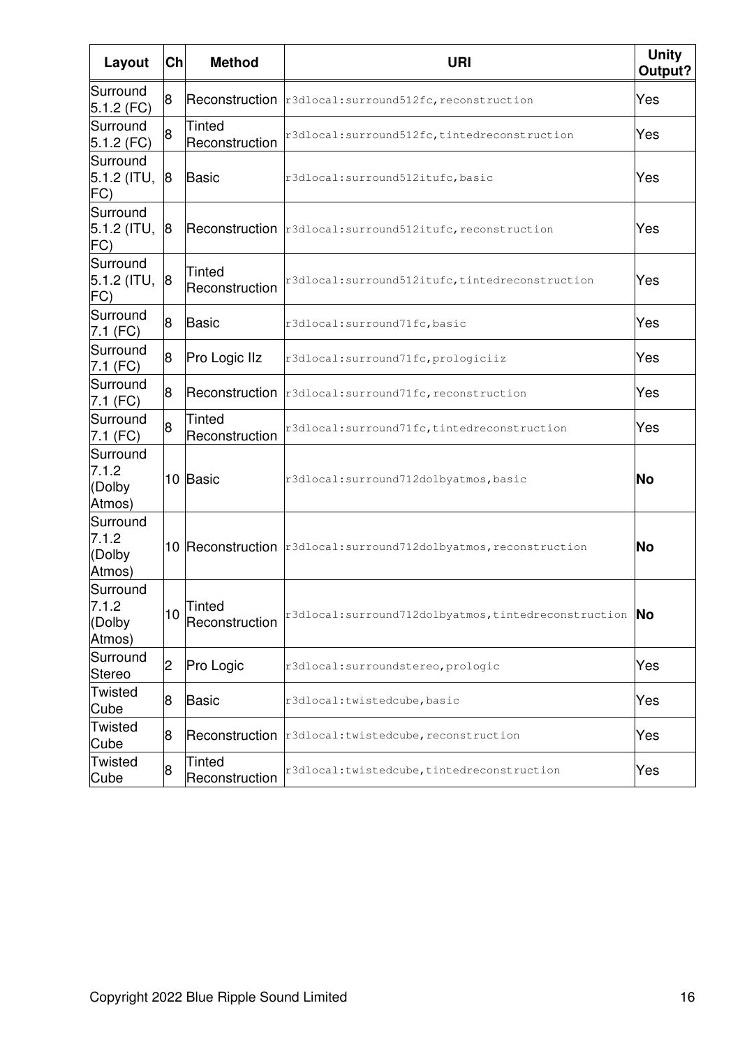| Layout | Ch | Method | URI | Unity Output? |
| --- | --- | --- | --- | --- |
| Surround 5.1.2 (FC) | 8 | Reconstruction | r3dlocal:surround512fc,reconstruction | Yes |
| Surround 5.1.2 (FC) | 8 | Tinted Reconstruction | r3dlocal:surround512fc,tintedreconstruction | Yes |
| Surround 5.1.2 (ITU, FC) | 8 | Basic | r3dlocal:surround512itufc,basic | Yes |
| Surround 5.1.2 (ITU, FC) | 8 | Reconstruction | r3dlocal:surround512itufc,reconstruction | Yes |
| Surround 5.1.2 (ITU, FC) | 8 | Tinted Reconstruction | r3dlocal:surround512itufc,tintedreconstruction | Yes |
| Surround 7.1 (FC) | 8 | Basic | r3dlocal:surround71fc,basic | Yes |
| Surround 7.1 (FC) | 8 | Pro Logic IIz | r3dlocal:surround71fc,prologiciiz | Yes |
| Surround 7.1 (FC) | 8 | Reconstruction | r3dlocal:surround71fc,reconstruction | Yes |
| Surround 7.1 (FC) | 8 | Tinted Reconstruction | r3dlocal:surround71fc,tintedreconstruction | Yes |
| Surround 7.1.2 (Dolby Atmos) | 10 | Basic | r3dlocal:surround712dolbyatmos,basic | **No** |
| Surround 7.1.2 (Dolby Atmos) | 10 | Reconstruction | r3dlocal:surround712dolbyatmos,reconstruction | **No** |
| Surround 7.1.2 (Dolby Atmos) | 10 | Tinted Reconstruction | r3dlocal:surround712dolbyatmos,tintedreconstruction | **No** |
| Surround Stereo | 2 | Pro Logic | r3dlocal:surroundstereo,prologic | Yes |
| Twisted Cube | 8 | Basic | r3dlocal:twistedcube,basic | Yes |
| Twisted Cube | 8 | Reconstruction | r3dlocal:twistedcube,reconstruction | Yes |
| Twisted Cube | 8 | Tinted Reconstruction | r3dlocal:twistedcube,tintedreconstruction | Yes |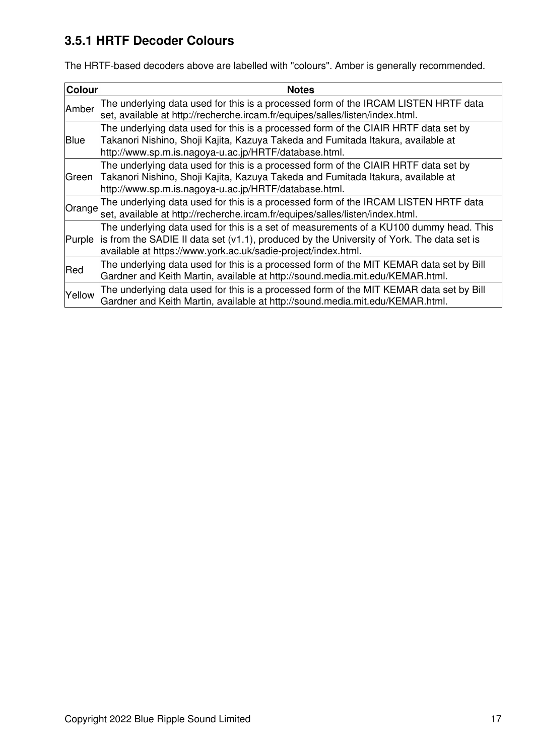### 3.5.1 HRTF Decoder Colours

The HRTF-based decoders above are labelled with "colours". Amber is generally recommended.

| Colour | Notes |
| --- | --- |
| Amber | The underlying data used for this is a processed form of the IRCAM LISTEN HRTF data set, available at http://recherche.ircam.fr/equipes/salles/listen/index.html. |
| Blue | The underlying data used for this is a processed form of the CIAIR HRTF data set by Takanori Nishino, Shoji Kajita, Kazuya Takeda and Fumitada Itakura, available at http://www.sp.m.is.nagoya-u.ac.jp/HRTF/database.html. |
| Green | The underlying data used for this is a processed form of the CIAIR HRTF data set by Takanori Nishino, Shoji Kajita, Kazuya Takeda and Fumitada Itakura, available at http://www.sp.m.is.nagoya-u.ac.jp/HRTF/database.html. |
| Orange | The underlying data used for this is a processed form of the IRCAM LISTEN HRTF data set, available at http://recherche.ircam.fr/equipes/salles/listen/index.html. |
| Purple | The underlying data used for this is a set of measurements of a KU100 dummy head. This is from the SADIE II data set (v1.1), produced by the University of York. The data set is available at https://www.york.ac.uk/sadie-project/index.html. |
| Red | The underlying data used for this is a processed form of the MIT KEMAR data set by Bill Gardner and Keith Martin, available at http://sound.media.mit.edu/KEMAR.html. |
| Yellow | The underlying data used for this is a processed form of the MIT KEMAR data set by Bill Gardner and Keith Martin, available at http://sound.media.mit.edu/KEMAR.html. |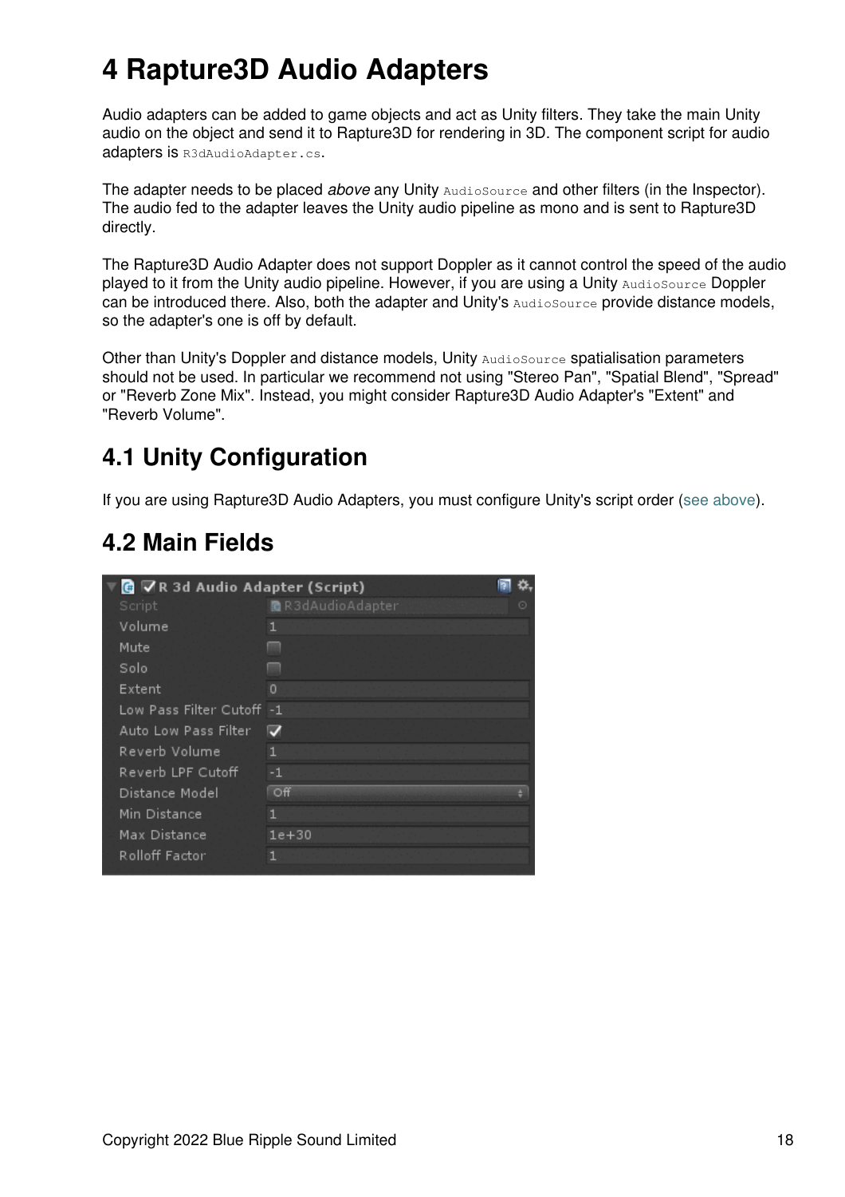# 4 Rapture3D Audio Adapters

Audio adapters can be added to game objects and act as Unity filters. They take the main Unity audio on the object and send it to Rapture3D for rendering in 3D. The component script for audio adapters is `R3dAudioAdapter.cs`.

The adapter needs to be placed *above* any Unity `AudioSource` and other filters (in the Inspector). The audio fed to the adapter leaves the Unity audio pipeline as mono and is sent to Rapture3D directly.

The Rapture3D Audio Adapter does not support Doppler as it cannot control the speed of the audio played to it from the Unity audio pipeline. However, if you are using a Unity `AudioSource` Doppler can be introduced there. Also, both the adapter and Unity's `AudioSource` provide distance models, so the adapter's one is off by default.

Other than Unity's Doppler and distance models, Unity `AudioSource` spatialisation parameters should not be used. In particular we recommend not using "Stereo Pan", "Spatial Blend", "Spread" or "Reverb Zone Mix". Instead, you might consider Rapture3D Audio Adapter's "Extent" and "Reverb Volume".

## 4.1 Unity Configuration

If you are using Rapture3D Audio Adapters, you must configure Unity's script order (see above).

## 4.2 Main Fields

**R 3d Audio Adapter (Script)**

| Field | Value |
| --- | --- |
| Script | R3dAudioAdapter |
| Volume | 1 |
| Mute | ☐ |
| Solo | ☐ |
| Extent | 0 |
| Low Pass Filter Cutoff | -1 |
| Auto Low Pass Filter | ☑ |
| Reverb Volume | 1 |
| Reverb LPF Cutoff | -1 |
| Distance Model | Off |
| Min Distance | 1 |
| Max Distance | 1e+30 |
| Rolloff Factor | 1 |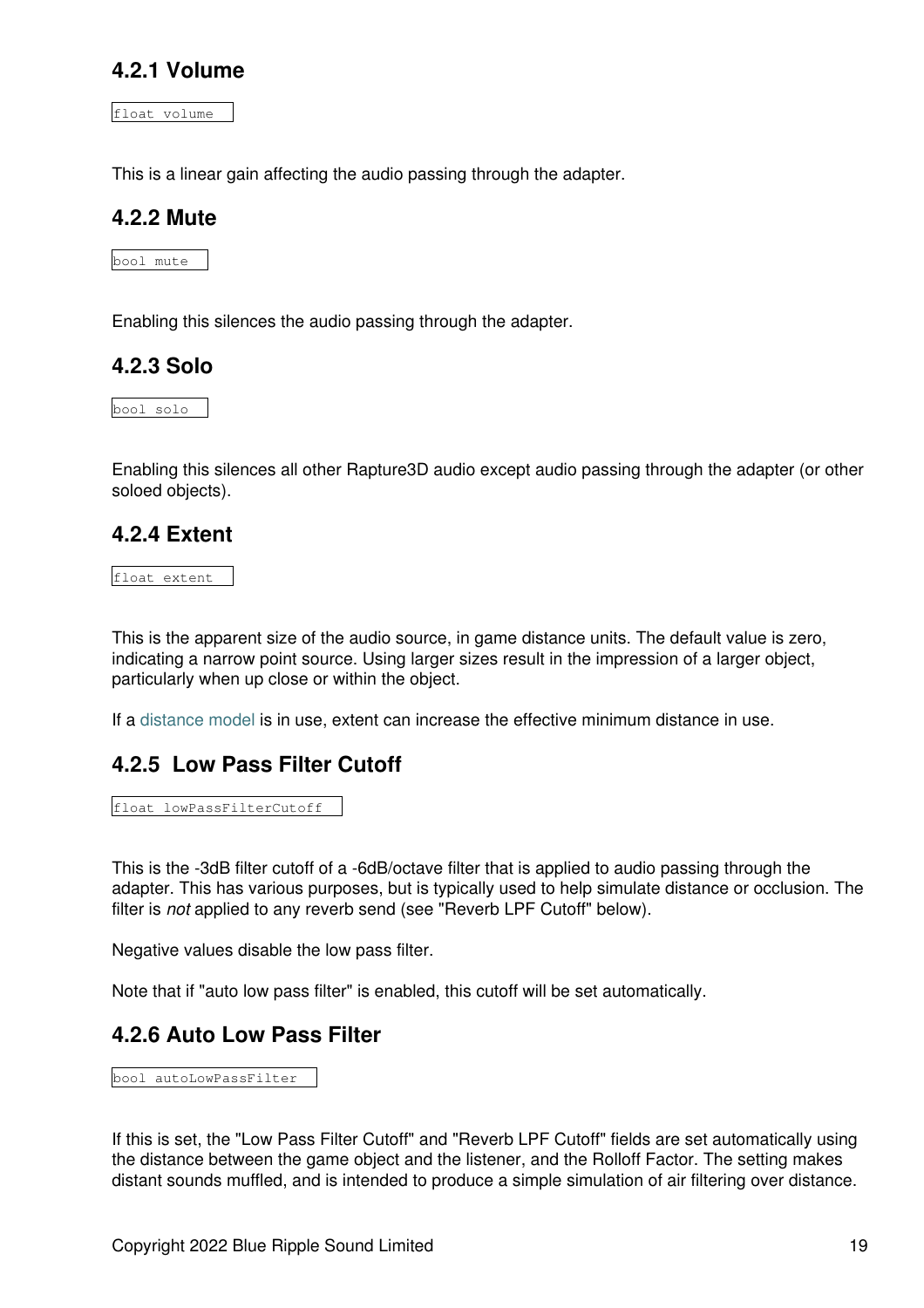### 4.2.1 Volume

```
float volume
```

This is a linear gain affecting the audio passing through the adapter.

### 4.2.2 Mute

```
bool mute
```

Enabling this silences the audio passing through the adapter.

### 4.2.3 Solo

```
bool solo
```

Enabling this silences all other Rapture3D audio except audio passing through the adapter (or other soloed objects).

### 4.2.4 Extent

```
float extent
```

This is the apparent size of the audio source, in game distance units. The default value is zero, indicating a narrow point source. Using larger sizes result in the impression of a larger object, particularly when up close or within the object.

If a distance model is in use, extent can increase the effective minimum distance in use.

### 4.2.5 Low Pass Filter Cutoff

```
float lowPassFilterCutoff
```

This is the -3dB filter cutoff of a -6dB/octave filter that is applied to audio passing through the adapter. This has various purposes, but is typically used to help simulate distance or occlusion. The filter is *not* applied to any reverb send (see "Reverb LPF Cutoff" below).

Negative values disable the low pass filter.

Note that if "auto low pass filter" is enabled, this cutoff will be set automatically.

### 4.2.6 Auto Low Pass Filter

```
bool autoLowPassFilter
```

If this is set, the "Low Pass Filter Cutoff" and "Reverb LPF Cutoff" fields are set automatically using the distance between the game object and the listener, and the Rolloff Factor. The setting makes distant sounds muffled, and is intended to produce a simple simulation of air filtering over distance.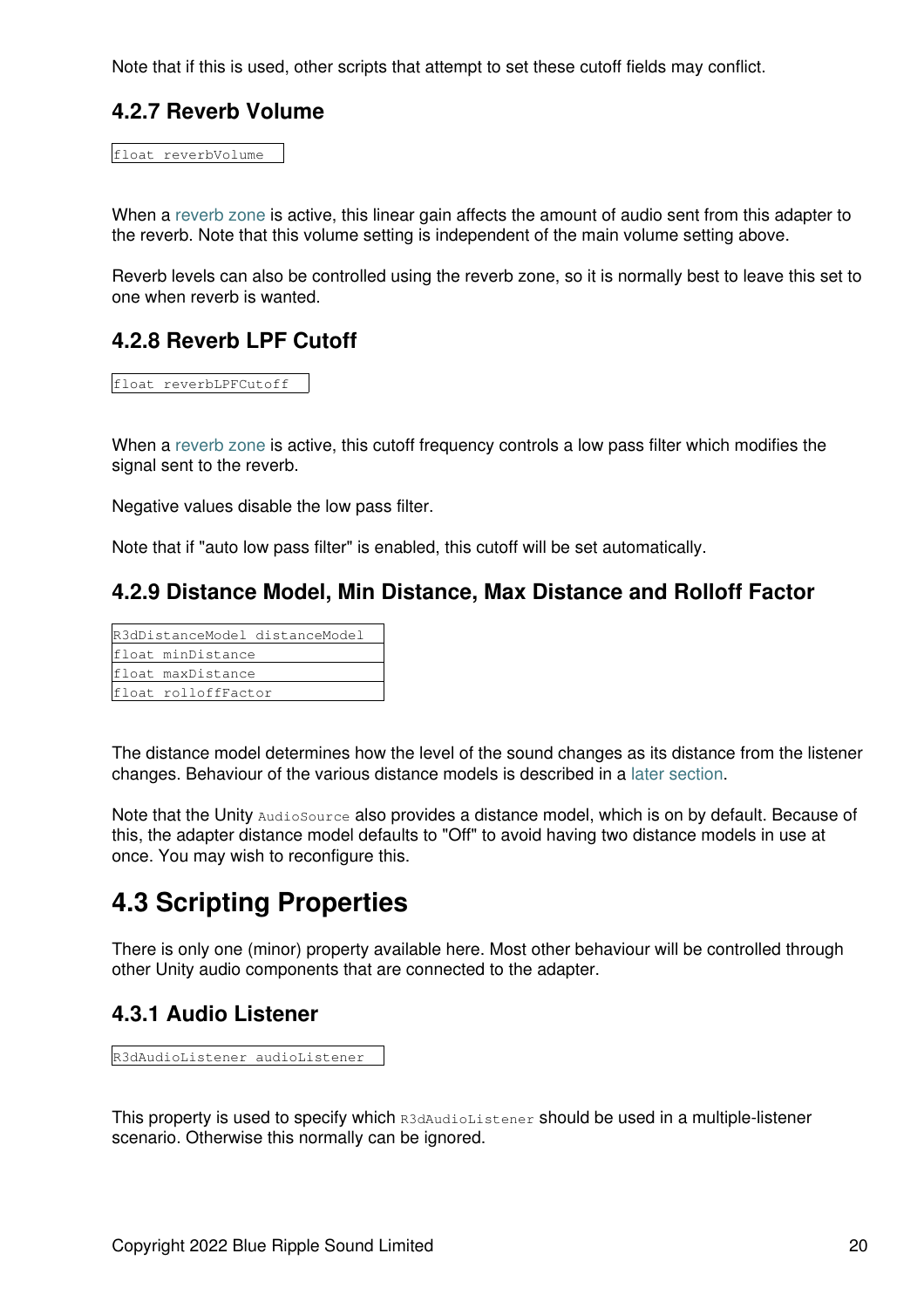Note that if this is used, other scripts that attempt to set these cutoff fields may conflict.

### 4.2.7 Reverb Volume

```
float reverbVolume
```

When a reverb zone is active, this linear gain affects the amount of audio sent from this adapter to the reverb. Note that this volume setting is independent of the main volume setting above.

Reverb levels can also be controlled using the reverb zone, so it is normally best to leave this set to one when reverb is wanted.

### 4.2.8 Reverb LPF Cutoff

```
float reverbLPFCutoff
```

When a reverb zone is active, this cutoff frequency controls a low pass filter which modifies the signal sent to the reverb.

Negative values disable the low pass filter.

Note that if "auto low pass filter" is enabled, this cutoff will be set automatically.

### 4.2.9 Distance Model, Min Distance, Max Distance and Rolloff Factor

```
R3dDistanceModel distanceModel
float minDistance
float maxDistance
float rolloffFactor
```

The distance model determines how the level of the sound changes as its distance from the listener changes. Behaviour of the various distance models is described in a later section.

Note that the Unity `AudioSource` also provides a distance model, which is on by default. Because of this, the adapter distance model defaults to "Off" to avoid having two distance models in use at once. You may wish to reconfigure this.

## 4.3 Scripting Properties

There is only one (minor) property available here. Most other behaviour will be controlled through other Unity audio components that are connected to the adapter.

### 4.3.1 Audio Listener

```
R3dAudioListener audioListener
```

This property is used to specify which `R3dAudioListener` should be used in a multiple-listener scenario. Otherwise this normally can be ignored.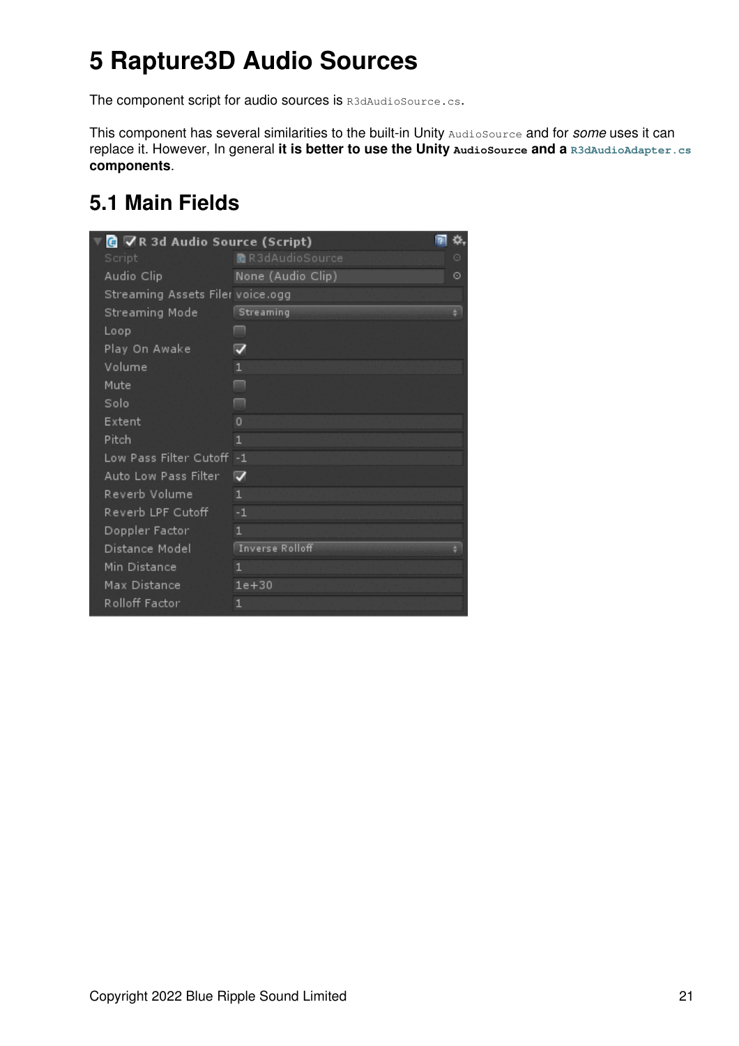# 5 Rapture3D Audio Sources

The component script for audio sources is `R3dAudioSource.cs`.

This component has several similarities to the built-in Unity `AudioSource` and for *some* uses it can replace it. However, In general **it is better to use the Unity `AudioSource` and a `R3dAudioAdapter.cs` components**.

## 5.1 Main Fields

**R 3d Audio Source (Script)**

| Field | Value |
|---|---|
| Script | R3dAudioSource |
| Audio Clip | None (Audio Clip) |
| Streaming Assets File | voice.ogg |
| Streaming Mode | Streaming |
| Loop | ☐ |
| Play On Awake | ☑ |
| Volume | 1 |
| Mute | ☐ |
| Solo | ☐ |
| Extent | 0 |
| Pitch | 1 |
| Low Pass Filter Cutoff | -1 |
| Auto Low Pass Filter | ☑ |
| Reverb Volume | 1 |
| Reverb LPF Cutoff | -1 |
| Doppler Factor | 1 |
| Distance Model | Inverse Rolloff |
| Min Distance | 1 |
| Max Distance | 1e+30 |
| Rolloff Factor | 1 |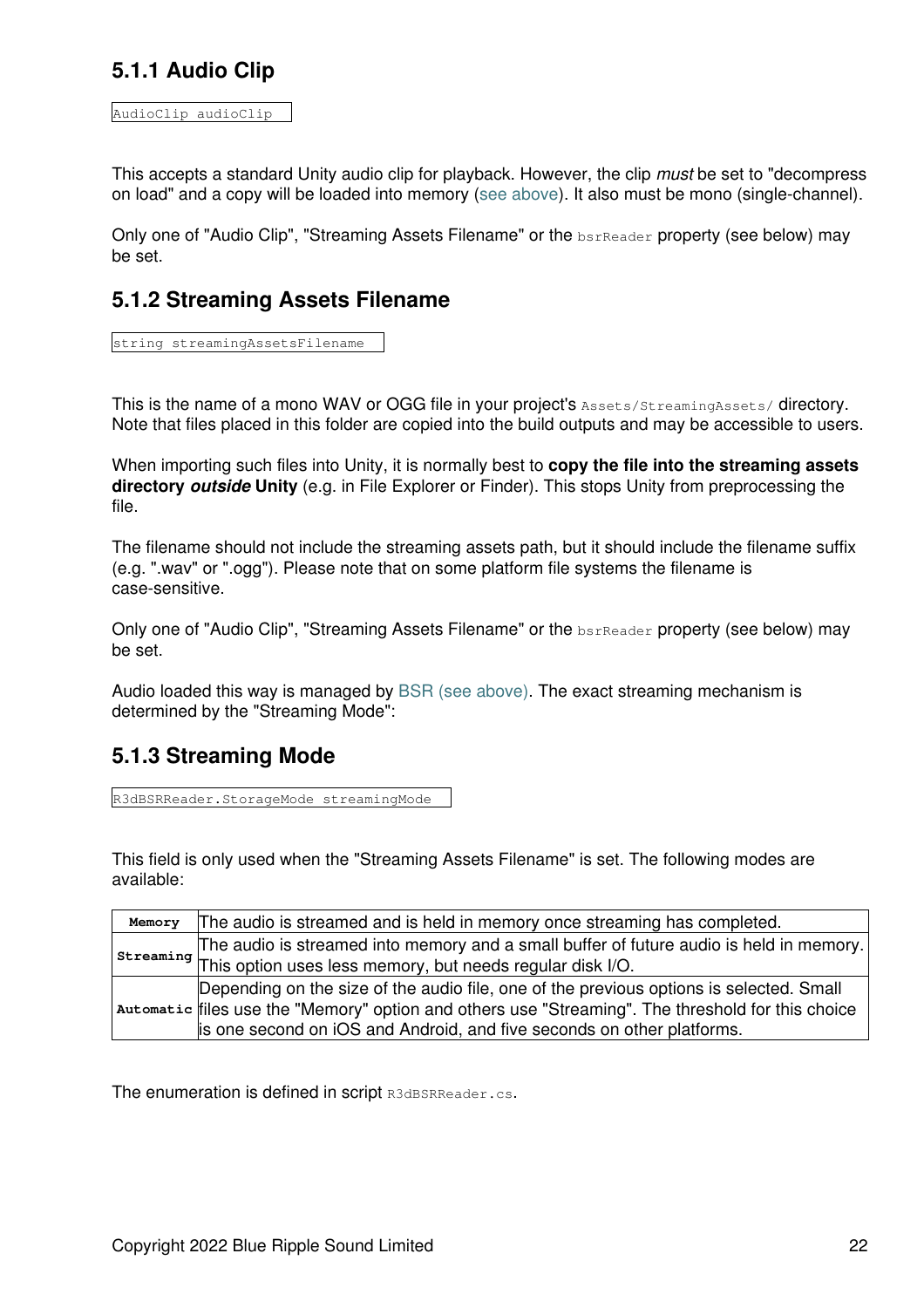### 5.1.1 Audio Clip

```
AudioClip audioClip
```

This accepts a standard Unity audio clip for playback. However, the clip *must* be set to "decompress on load" and a copy will be loaded into memory (see above). It also must be mono (single-channel).

Only one of "Audio Clip", "Streaming Assets Filename" or the `bsrReader` property (see below) may be set.

### 5.1.2 Streaming Assets Filename

```
string streamingAssetsFilename
```

This is the name of a mono WAV or OGG file in your project's `Assets/StreamingAssets/` directory. Note that files placed in this folder are copied into the build outputs and may be accessible to users.

When importing such files into Unity, it is normally best to **copy the file into the streaming assets directory *outside* Unity** (e.g. in File Explorer or Finder). This stops Unity from preprocessing the file.

The filename should not include the streaming assets path, but it should include the filename suffix (e.g. ".wav" or ".ogg"). Please note that on some platform file systems the filename is case-sensitive.

Only one of "Audio Clip", "Streaming Assets Filename" or the `bsrReader` property (see below) may be set.

Audio loaded this way is managed by BSR (see above). The exact streaming mechanism is determined by the "Streaming Mode":

### 5.1.3 Streaming Mode

```
R3dBSRReader.StorageMode streamingMode
```

This field is only used when the "Streaming Assets Filename" is set. The following modes are available:

| | |
|---|---|
| **`Memory`** | The audio is streamed and is held in memory once streaming has completed. |
| **`Streaming`** | The audio is streamed into memory and a small buffer of future audio is held in memory. This option uses less memory, but needs regular disk I/O. |
| **`Automatic`** | Depending on the size of the audio file, one of the previous options is selected. Small files use the "Memory" option and others use "Streaming". The threshold for this choice is one second on iOS and Android, and five seconds on other platforms. |

The enumeration is defined in script `R3dBSRReader.cs`.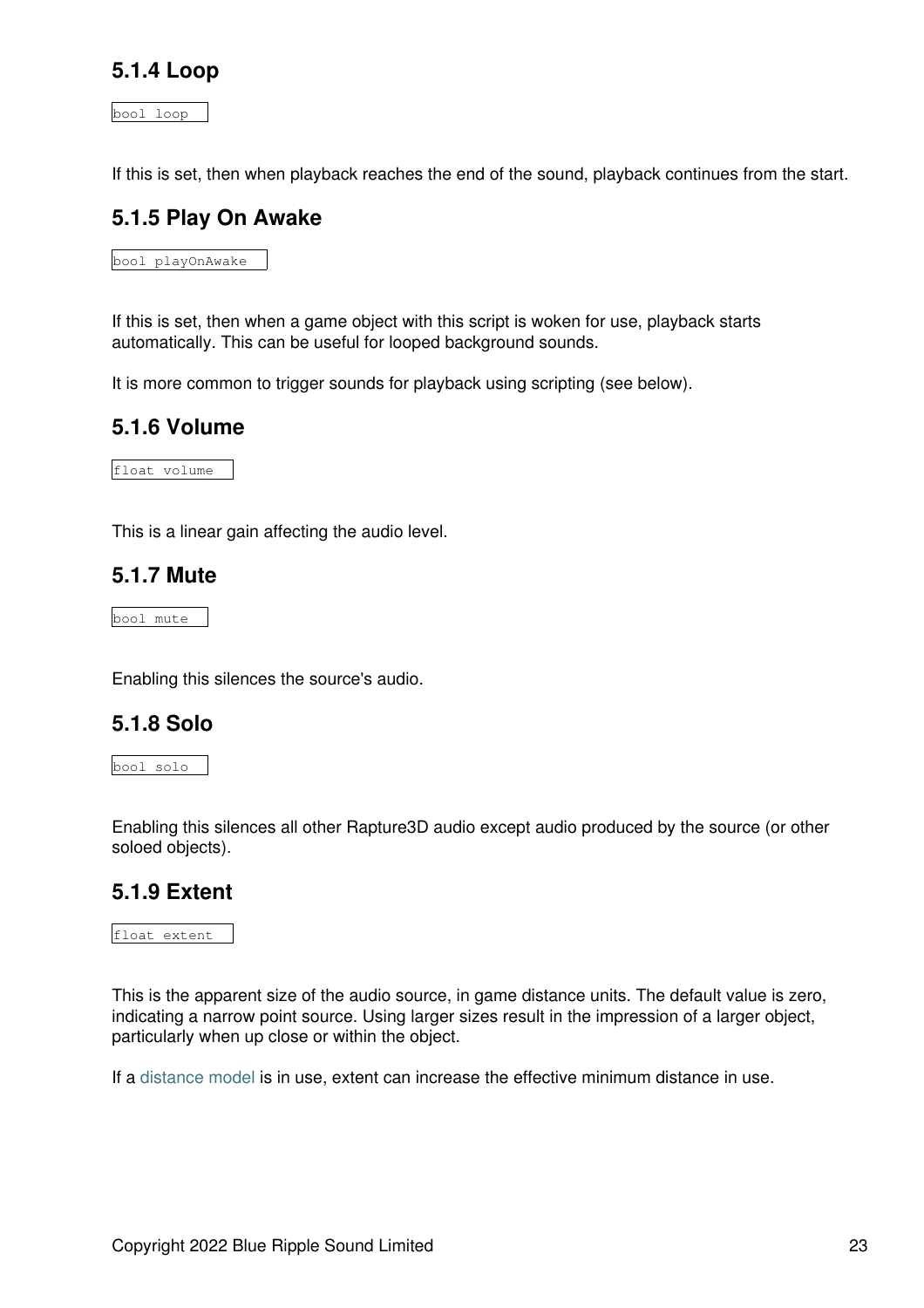### 5.1.4 Loop

```
bool loop
```

If this is set, then when playback reaches the end of the sound, playback continues from the start.

### 5.1.5 Play On Awake

```
bool playOnAwake
```

If this is set, then when a game object with this script is woken for use, playback starts automatically. This can be useful for looped background sounds.

It is more common to trigger sounds for playback using scripting (see below).

### 5.1.6 Volume

```
float volume
```

This is a linear gain affecting the audio level.

### 5.1.7 Mute

```
bool mute
```

Enabling this silences the source's audio.

### 5.1.8 Solo

```
bool solo
```

Enabling this silences all other Rapture3D audio except audio produced by the source (or other soloed objects).

### 5.1.9 Extent

```
float extent
```

This is the apparent size of the audio source, in game distance units. The default value is zero, indicating a narrow point source. Using larger sizes result in the impression of a larger object, particularly when up close or within the object.

If a distance model is in use, extent can increase the effective minimum distance in use.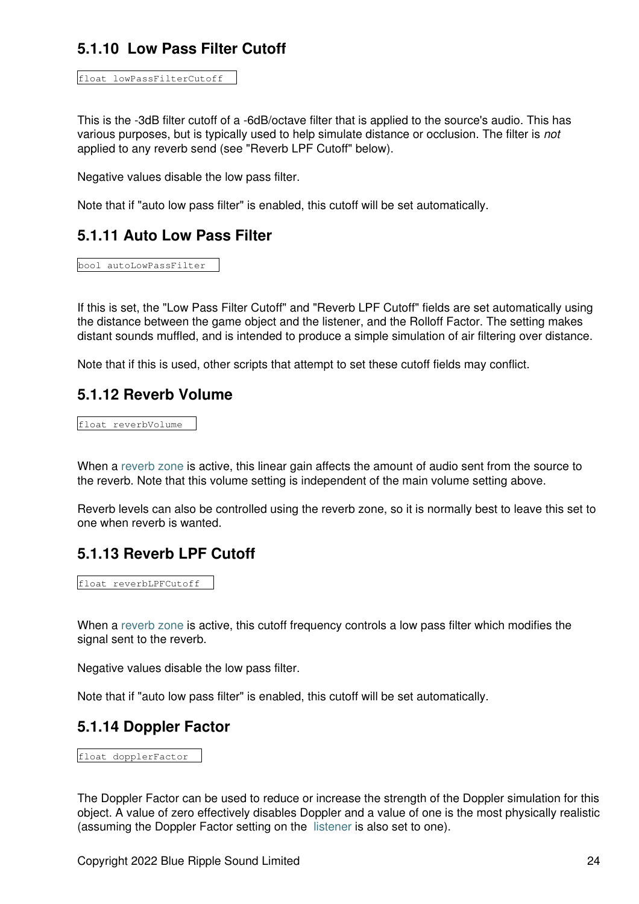### 5.1.10 Low Pass Filter Cutoff

```
float lowPassFilterCutoff
```

This is the -3dB filter cutoff of a -6dB/octave filter that is applied to the source's audio. This has various purposes, but is typically used to help simulate distance or occlusion. The filter is *not* applied to any reverb send (see "Reverb LPF Cutoff" below).

Negative values disable the low pass filter.

Note that if "auto low pass filter" is enabled, this cutoff will be set automatically.

### 5.1.11 Auto Low Pass Filter

```
bool autoLowPassFilter
```

If this is set, the "Low Pass Filter Cutoff" and "Reverb LPF Cutoff" fields are set automatically using the distance between the game object and the listener, and the Rolloff Factor. The setting makes distant sounds muffled, and is intended to produce a simple simulation of air filtering over distance.

Note that if this is used, other scripts that attempt to set these cutoff fields may conflict.

### 5.1.12 Reverb Volume

```
float reverbVolume
```

When a reverb zone is active, this linear gain affects the amount of audio sent from the source to the reverb. Note that this volume setting is independent of the main volume setting above.

Reverb levels can also be controlled using the reverb zone, so it is normally best to leave this set to one when reverb is wanted.

### 5.1.13 Reverb LPF Cutoff

```
float reverbLPFCutoff
```

When a reverb zone is active, this cutoff frequency controls a low pass filter which modifies the signal sent to the reverb.

Negative values disable the low pass filter.

Note that if "auto low pass filter" is enabled, this cutoff will be set automatically.

### 5.1.14 Doppler Factor

```
float dopplerFactor
```

The Doppler Factor can be used to reduce or increase the strength of the Doppler simulation for this object. A value of zero effectively disables Doppler and a value of one is the most physically realistic (assuming the Doppler Factor setting on the listener is also set to one).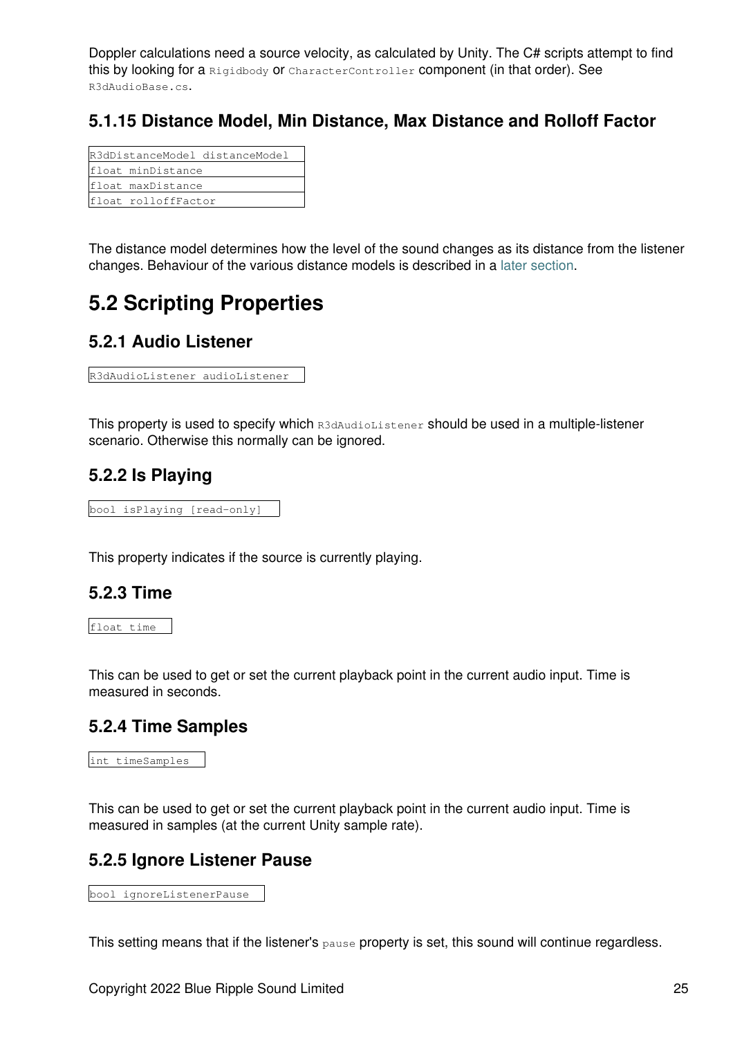Doppler calculations need a source velocity, as calculated by Unity. The C# scripts attempt to find this by looking for a `Rigidbody` or `CharacterController` component (in that order). See `R3dAudioBase.cs`.

### 5.1.15 Distance Model, Min Distance, Max Distance and Rolloff Factor

```
R3dDistanceModel distanceModel
float minDistance
float maxDistance
float rolloffFactor
```

The distance model determines how the level of the sound changes as its distance from the listener changes. Behaviour of the various distance models is described in a later section.

## 5.2 Scripting Properties

### 5.2.1 Audio Listener

```
R3dAudioListener audioListener
```

This property is used to specify which `R3dAudioListener` should be used in a multiple-listener scenario. Otherwise this normally can be ignored.

### 5.2.2 Is Playing

```
bool isPlaying [read-only]
```

This property indicates if the source is currently playing.

### 5.2.3 Time

```
float time
```

This can be used to get or set the current playback point in the current audio input. Time is measured in seconds.

### 5.2.4 Time Samples

```
int timeSamples
```

This can be used to get or set the current playback point in the current audio input. Time is measured in samples (at the current Unity sample rate).

### 5.2.5 Ignore Listener Pause

```
bool ignoreListenerPause
```

This setting means that if the listener's `pause` property is set, this sound will continue regardless.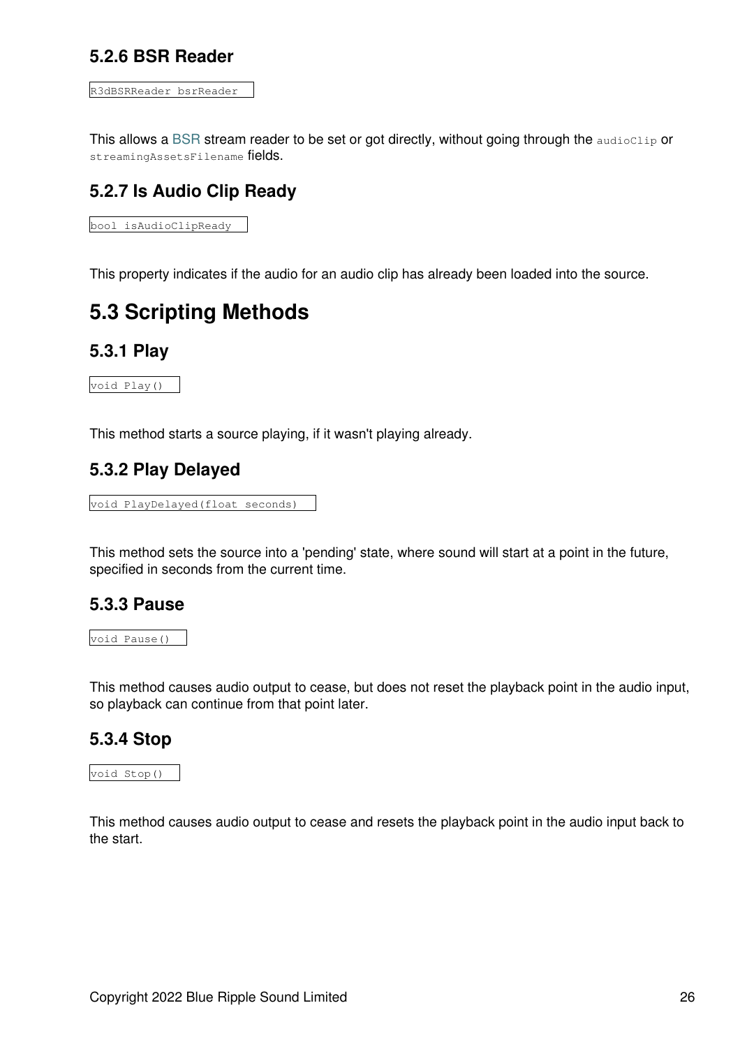### 5.2.6 BSR Reader

```
R3dBSRReader bsrReader
```

This allows a BSR stream reader to be set or got directly, without going through the `audioClip` or `streamingAssetsFilename` fields.

### 5.2.7 Is Audio Clip Ready

```
bool isAudioClipReady
```

This property indicates if the audio for an audio clip has already been loaded into the source.

## 5.3 Scripting Methods

### 5.3.1 Play

```
void Play()
```

This method starts a source playing, if it wasn't playing already.

### 5.3.2 Play Delayed

```
void PlayDelayed(float seconds)
```

This method sets the source into a 'pending' state, where sound will start at a point in the future, specified in seconds from the current time.

### 5.3.3 Pause

```
void Pause()
```

This method causes audio output to cease, but does not reset the playback point in the audio input, so playback can continue from that point later.

### 5.3.4 Stop

```
void Stop()
```

This method causes audio output to cease and resets the playback point in the audio input back to the start.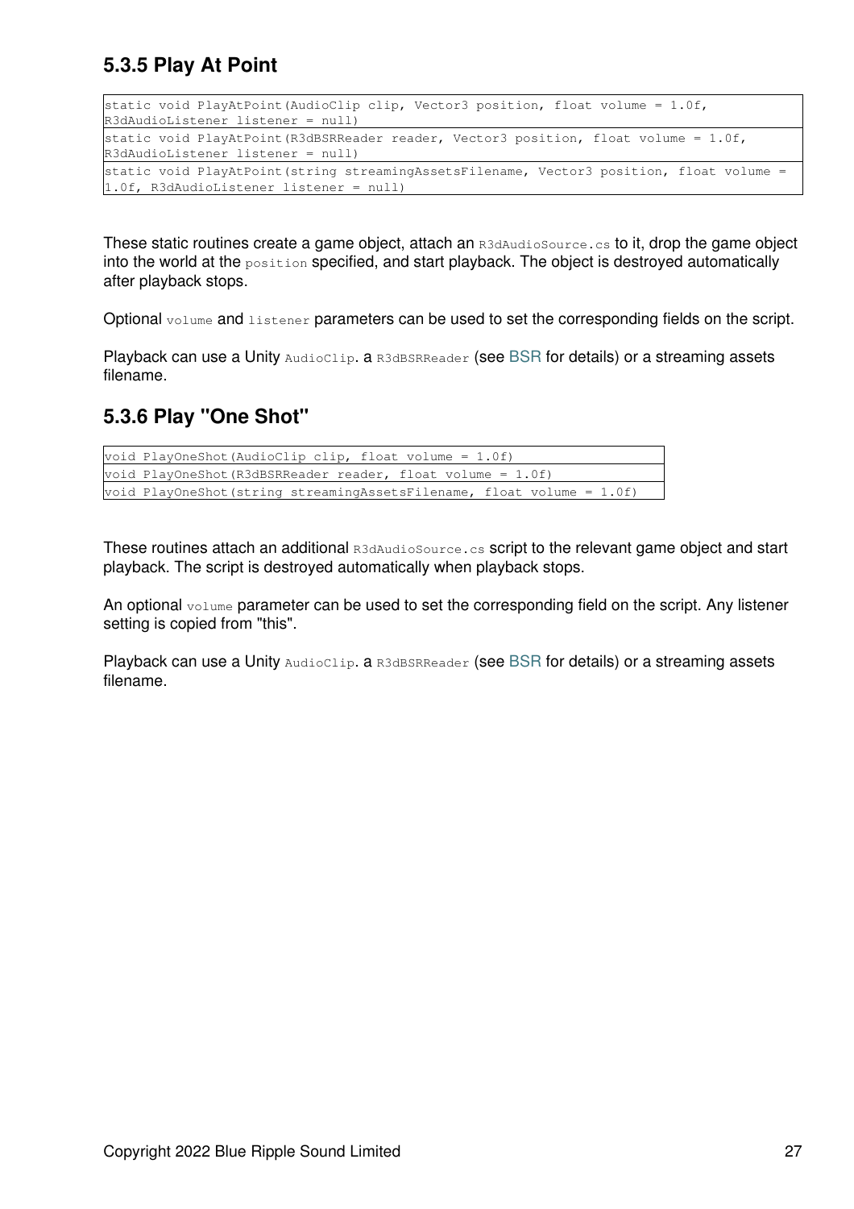### 5.3.5 Play At Point

```
static void PlayAtPoint(AudioClip clip, Vector3 position, float volume = 1.0f,
R3dAudioListener listener = null)
static void PlayAtPoint(R3dBSRReader reader, Vector3 position, float volume = 1.0f,
R3dAudioListener listener = null)
static void PlayAtPoint(string streamingAssetsFilename, Vector3 position, float volume =
1.0f, R3dAudioListener listener = null)
```

These static routines create a game object, attach an `R3dAudioSource.cs` to it, drop the game object into the world at the `position` specified, and start playback. The object is destroyed automatically after playback stops.

Optional `volume` and `listener` parameters can be used to set the corresponding fields on the script.

Playback can use a Unity `AudioClip`. a `R3dBSRReader` (see BSR for details) or a streaming assets filename.

### 5.3.6 Play "One Shot"

```
void PlayOneShot(AudioClip clip, float volume = 1.0f)
void PlayOneShot(R3dBSRReader reader, float volume = 1.0f)
void PlayOneShot(string streamingAssetsFilename, float volume = 1.0f)
```

These routines attach an additional `R3dAudioSource.cs` script to the relevant game object and start playback. The script is destroyed automatically when playback stops.

An optional `volume` parameter can be used to set the corresponding field on the script. Any listener setting is copied from "this".

Playback can use a Unity `AudioClip`. a `R3dBSRReader` (see BSR for details) or a streaming assets filename.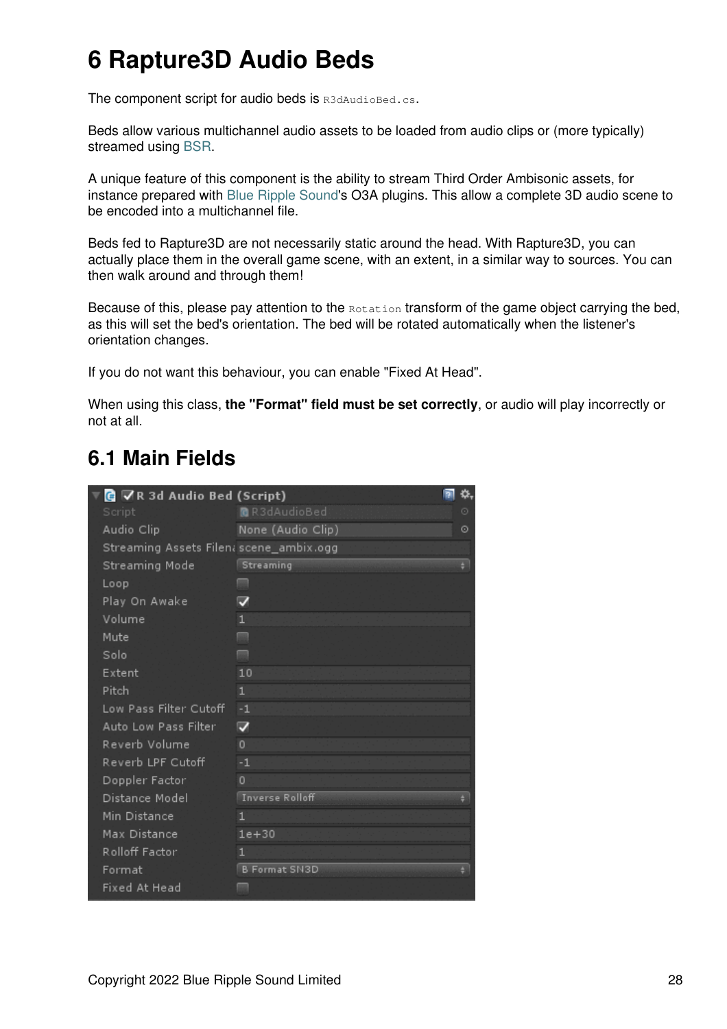# 6 Rapture3D Audio Beds

The component script for audio beds is `R3dAudioBed.cs`.

Beds allow various multichannel audio assets to be loaded from audio clips or (more typically) streamed using BSR.

A unique feature of this component is the ability to stream Third Order Ambisonic assets, for instance prepared with Blue Ripple Sound's O3A plugins. This allow a complete 3D audio scene to be encoded into a multichannel file.

Beds fed to Rapture3D are not necessarily static around the head. With Rapture3D, you can actually place them in the overall game scene, with an extent, in a similar way to sources. You can then walk around and through them!

Because of this, please pay attention to the `Rotation` transform of the game object carrying the bed, as this will set the bed's orientation. The bed will be rotated automatically when the listener's orientation changes.

If you do not want this behaviour, you can enable "Fixed At Head".

When using this class, **the "Format" field must be set correctly**, or audio will play incorrectly or not at all.

## 6.1 Main Fields

| R 3d Audio Bed (Script) | |
|---|---|
| Script | R3dAudioBed |
| Audio Clip | None (Audio Clip) |
| Streaming Assets Filena | scene_ambix.ogg |
| Streaming Mode | Streaming |
| Loop | ☐ |
| Play On Awake | ☑ |
| Volume | 1 |
| Mute | ☐ |
| Solo | ☐ |
| Extent | 10 |
| Pitch | 1 |
| Low Pass Filter Cutoff | -1 |
| Auto Low Pass Filter | ☑ |
| Reverb Volume | 0 |
| Reverb LPF Cutoff | -1 |
| Doppler Factor | 0 |
| Distance Model | Inverse Rolloff |
| Min Distance | 1 |
| Max Distance | 1e+30 |
| Rolloff Factor | 1 |
| Format | B Format SN3D |
| Fixed At Head | ☐ |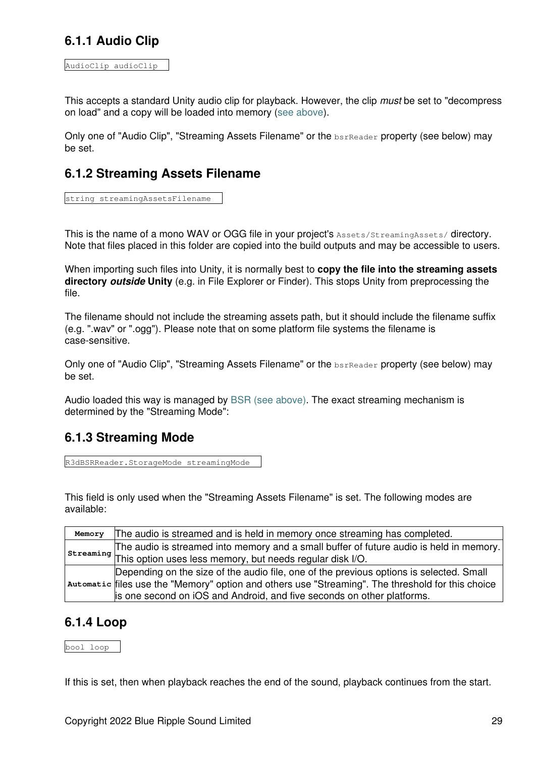### 6.1.1 Audio Clip

```
AudioClip audioClip
```

This accepts a standard Unity audio clip for playback. However, the clip *must* be set to "decompress on load" and a copy will be loaded into memory (see above).

Only one of "Audio Clip", "Streaming Assets Filename" or the `bsrReader` property (see below) may be set.

### 6.1.2 Streaming Assets Filename

```
string streamingAssetsFilename
```

This is the name of a mono WAV or OGG file in your project's `Assets/StreamingAssets/` directory. Note that files placed in this folder are copied into the build outputs and may be accessible to users.

When importing such files into Unity, it is normally best to **copy the file into the streaming assets directory *outside* Unity** (e.g. in File Explorer or Finder). This stops Unity from preprocessing the file.

The filename should not include the streaming assets path, but it should include the filename suffix (e.g. ".wav" or ".ogg"). Please note that on some platform file systems the filename is case-sensitive.

Only one of "Audio Clip", "Streaming Assets Filename" or the `bsrReader` property (see below) may be set.

Audio loaded this way is managed by BSR (see above). The exact streaming mechanism is determined by the "Streaming Mode":

### 6.1.3 Streaming Mode

```
R3dBSRReader.StorageMode streamingMode
```

This field is only used when the "Streaming Assets Filename" is set. The following modes are available:

| Mode | Description |
|---|---|
| `Memory` | The audio is streamed and is held in memory once streaming has completed. |
| `Streaming` | The audio is streamed into memory and a small buffer of future audio is held in memory. This option uses less memory, but needs regular disk I/O. |
| `Automatic` | Depending on the size of the audio file, one of the previous options is selected. Small files use the "Memory" option and others use "Streaming". The threshold for this choice is one second on iOS and Android, and five seconds on other platforms. |

### 6.1.4 Loop

```
bool loop
```

If this is set, then when playback reaches the end of the sound, playback continues from the start.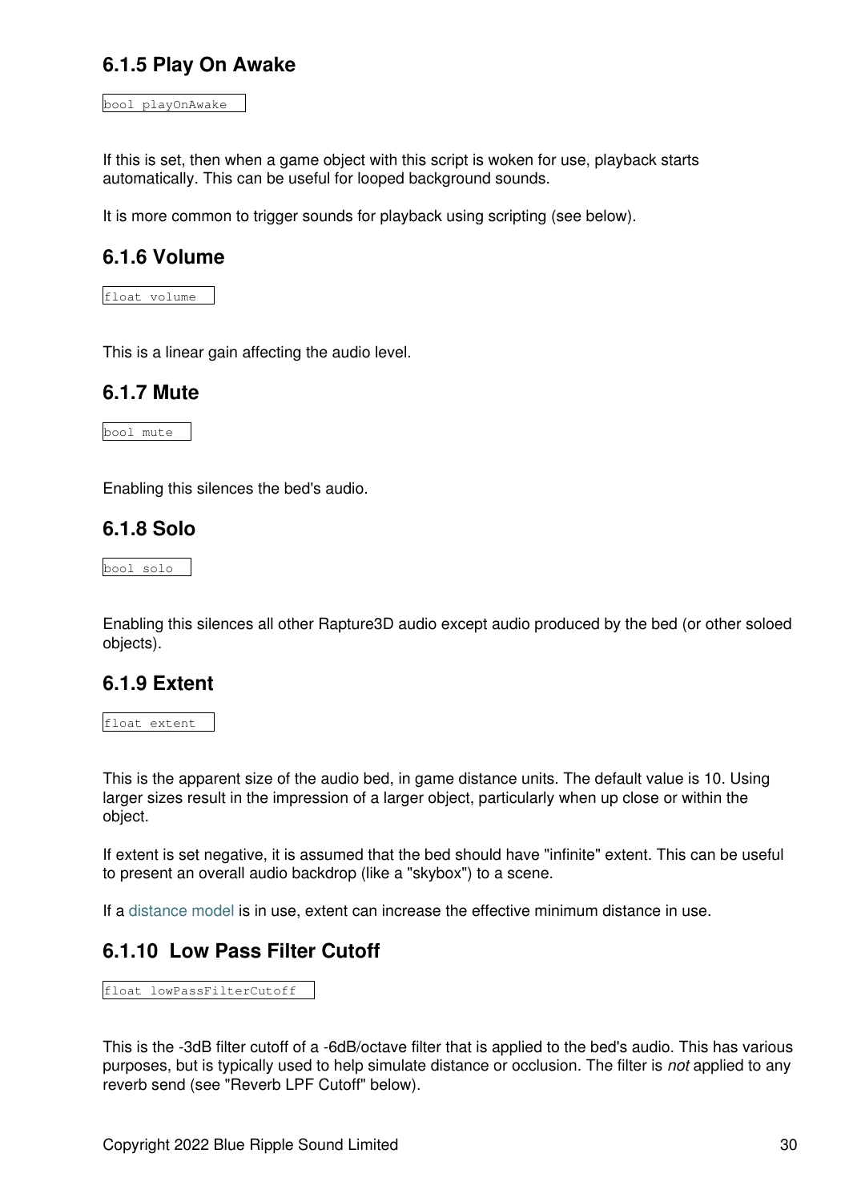### 6.1.5 Play On Awake

```
bool playOnAwake
```

If this is set, then when a game object with this script is woken for use, playback starts automatically. This can be useful for looped background sounds.

It is more common to trigger sounds for playback using scripting (see below).

### 6.1.6 Volume

```
float volume
```

This is a linear gain affecting the audio level.

### 6.1.7 Mute

```
bool mute
```

Enabling this silences the bed's audio.

### 6.1.8 Solo

```
bool solo
```

Enabling this silences all other Rapture3D audio except audio produced by the bed (or other soloed objects).

### 6.1.9 Extent

```
float extent
```

This is the apparent size of the audio bed, in game distance units. The default value is 10. Using larger sizes result in the impression of a larger object, particularly when up close or within the object.

If extent is set negative, it is assumed that the bed should have "infinite" extent. This can be useful to present an overall audio backdrop (like a "skybox") to a scene.

If a distance model is in use, extent can increase the effective minimum distance in use.

### 6.1.10 Low Pass Filter Cutoff

```
float lowPassFilterCutoff
```

This is the -3dB filter cutoff of a -6dB/octave filter that is applied to the bed's audio. This has various purposes, but is typically used to help simulate distance or occlusion. The filter is *not* applied to any reverb send (see "Reverb LPF Cutoff" below).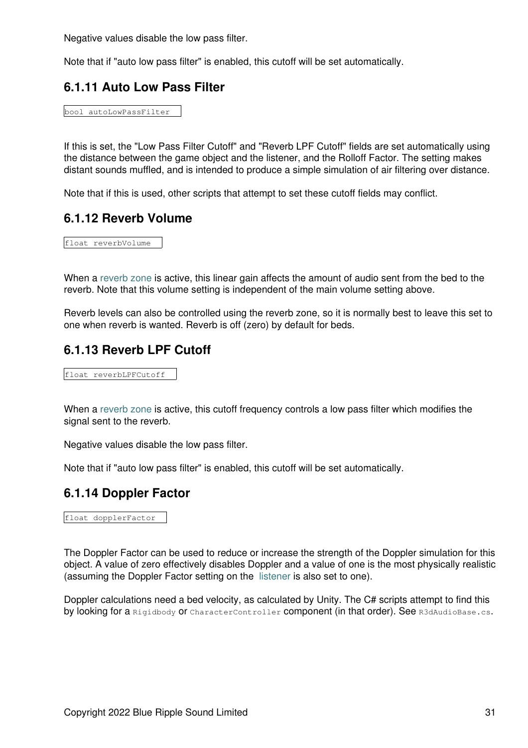Negative values disable the low pass filter.

Note that if "auto low pass filter" is enabled, this cutoff will be set automatically.

### 6.1.11 Auto Low Pass Filter

```
bool autoLowPassFilter
```

If this is set, the "Low Pass Filter Cutoff" and "Reverb LPF Cutoff" fields are set automatically using the distance between the game object and the listener, and the Rolloff Factor. The setting makes distant sounds muffled, and is intended to produce a simple simulation of air filtering over distance.

Note that if this is used, other scripts that attempt to set these cutoff fields may conflict.

### 6.1.12 Reverb Volume

```
float reverbVolume
```

When a reverb zone is active, this linear gain affects the amount of audio sent from the bed to the reverb. Note that this volume setting is independent of the main volume setting above.

Reverb levels can also be controlled using the reverb zone, so it is normally best to leave this set to one when reverb is wanted. Reverb is off (zero) by default for beds.

### 6.1.13 Reverb LPF Cutoff

```
float reverbLPFCutoff
```

When a reverb zone is active, this cutoff frequency controls a low pass filter which modifies the signal sent to the reverb.

Negative values disable the low pass filter.

Note that if "auto low pass filter" is enabled, this cutoff will be set automatically.

### 6.1.14 Doppler Factor

```
float dopplerFactor
```

The Doppler Factor can be used to reduce or increase the strength of the Doppler simulation for this object. A value of zero effectively disables Doppler and a value of one is the most physically realistic (assuming the Doppler Factor setting on the listener is also set to one).

Doppler calculations need a bed velocity, as calculated by Unity. The C# scripts attempt to find this by looking for a `Rigidbody` or `CharacterController` component (in that order). See `R3dAudioBase.cs`.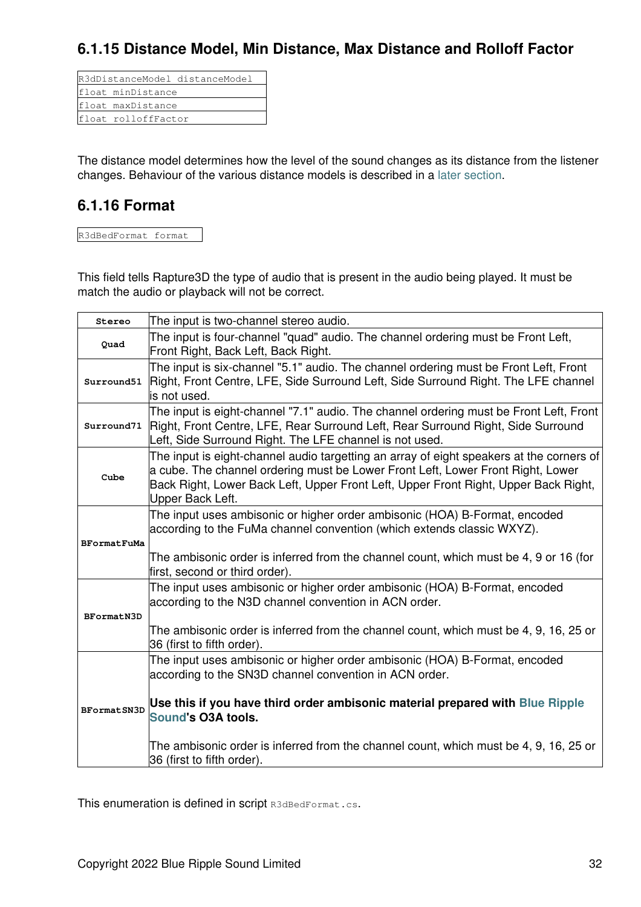### 6.1.15 Distance Model, Min Distance, Max Distance and Rolloff Factor

```
R3dDistanceModel distanceModel
float minDistance
float maxDistance
float rolloffFactor
```

The distance model determines how the level of the sound changes as its distance from the listener changes. Behaviour of the various distance models is described in a later section.

### 6.1.16 Format

```
R3dBedFormat format
```

This field tells Rapture3D the type of audio that is present in the audio being played. It must be match the audio or playback will not be correct.

| | |
|---|---|
| **Stereo** | The input is two-channel stereo audio. |
| **Quad** | The input is four-channel "quad" audio. The channel ordering must be Front Left, Front Right, Back Left, Back Right. |
| **Surround51** | The input is six-channel "5.1" audio. The channel ordering must be Front Left, Front Right, Front Centre, LFE, Side Surround Left, Side Surround Right. The LFE channel is not used. |
| **Surround71** | The input is eight-channel "7.1" audio. The channel ordering must be Front Left, Front Right, Front Centre, LFE, Rear Surround Left, Rear Surround Right, Side Surround Left, Side Surround Right. The LFE channel is not used. |
| **Cube** | The input is eight-channel audio targetting an array of eight speakers at the corners of a cube. The channel ordering must be Lower Front Left, Lower Front Right, Lower Back Right, Lower Back Left, Upper Front Left, Upper Front Right, Upper Back Right, Upper Back Left. |
| **BFormatFuMa** | The input uses ambisonic or higher order ambisonic (HOA) B-Format, encoded according to the FuMa channel convention (which extends classic WXYZ).<br><br>The ambisonic order is inferred from the channel count, which must be 4, 9 or 16 (for first, second or third order). |
| **BFormatN3D** | The input uses ambisonic or higher order ambisonic (HOA) B-Format, encoded according to the N3D channel convention in ACN order.<br><br>The ambisonic order is inferred from the channel count, which must be 4, 9, 16, 25 or 36 (first to fifth order). |
| **BFormatSN3D** | The input uses ambisonic or higher order ambisonic (HOA) B-Format, encoded according to the SN3D channel convention in ACN order.<br><br>**Use this if you have third order ambisonic material prepared with Blue Ripple Sound's O3A tools.**<br><br>The ambisonic order is inferred from the channel count, which must be 4, 9, 16, 25 or 36 (first to fifth order). |

This enumeration is defined in script `R3dBedFormat.cs`.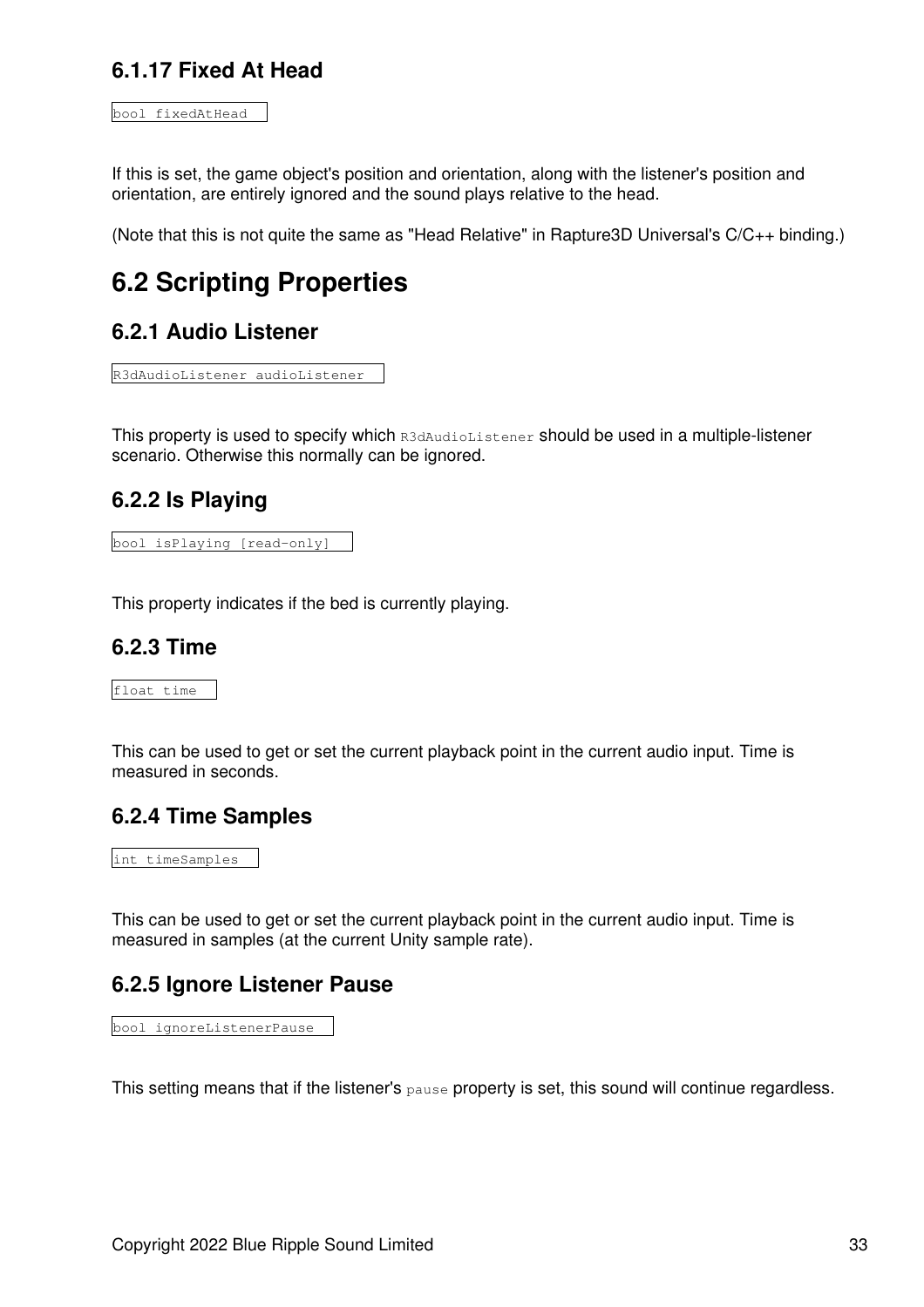### 6.1.17 Fixed At Head

```
bool fixedAtHead
```

If this is set, the game object's position and orientation, along with the listener's position and orientation, are entirely ignored and the sound plays relative to the head.

(Note that this is not quite the same as "Head Relative" in Rapture3D Universal's C/C++ binding.)

## 6.2 Scripting Properties

### 6.2.1 Audio Listener

```
R3dAudioListener audioListener
```

This property is used to specify which `R3dAudioListener` should be used in a multiple-listener scenario. Otherwise this normally can be ignored.

### 6.2.2 Is Playing

```
bool isPlaying [read-only]
```

This property indicates if the bed is currently playing.

### 6.2.3 Time

```
float time
```

This can be used to get or set the current playback point in the current audio input. Time is measured in seconds.

### 6.2.4 Time Samples

```
int timeSamples
```

This can be used to get or set the current playback point in the current audio input. Time is measured in samples (at the current Unity sample rate).

### 6.2.5 Ignore Listener Pause

```
bool ignoreListenerPause
```

This setting means that if the listener's `pause` property is set, this sound will continue regardless.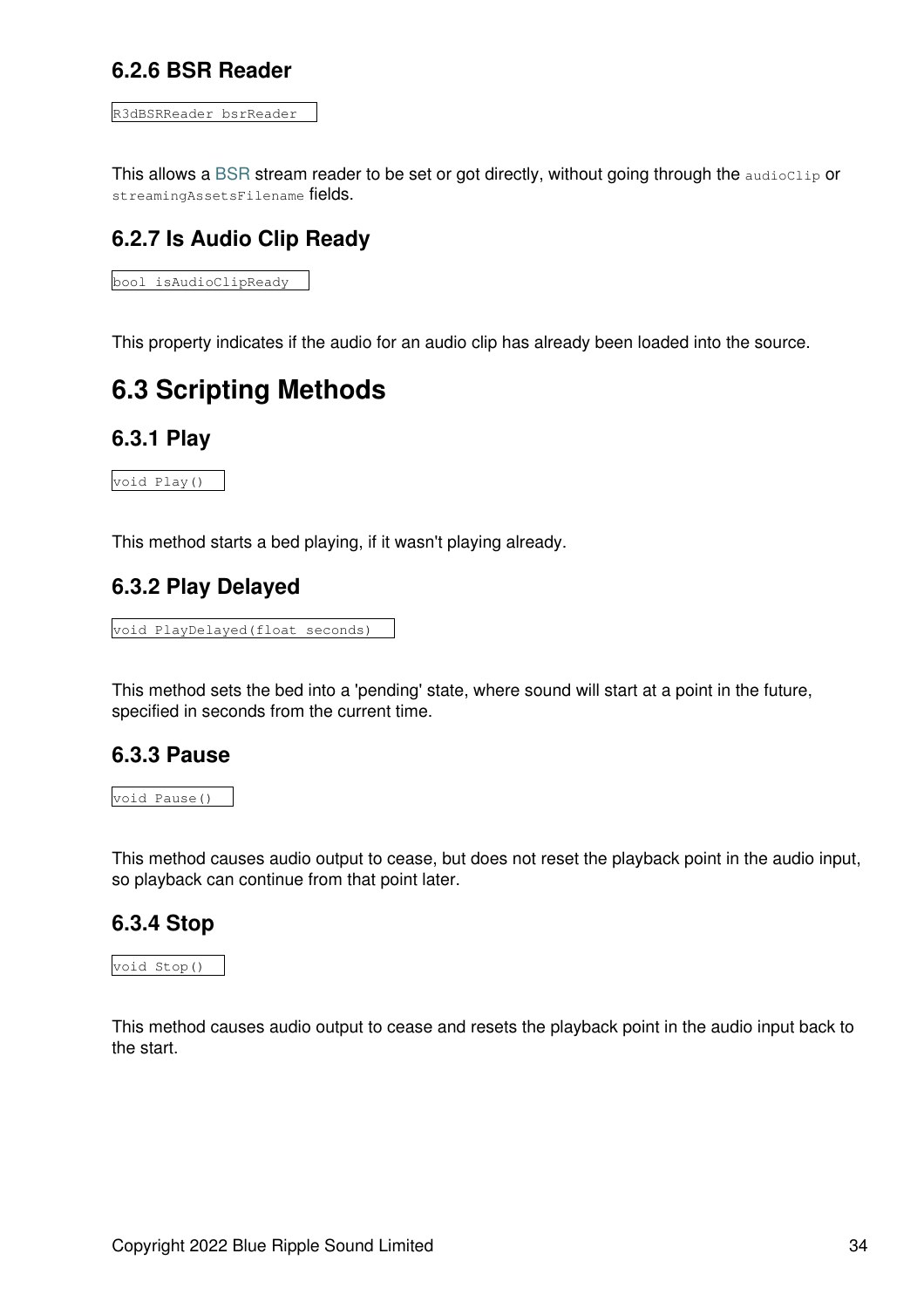### 6.2.6 BSR Reader

```
R3dBSRReader bsrReader
```

This allows a BSR stream reader to be set or got directly, without going through the `audioClip` or `streamingAssetsFilename` fields.

### 6.2.7 Is Audio Clip Ready

```
bool isAudioClipReady
```

This property indicates if the audio for an audio clip has already been loaded into the source.

## 6.3 Scripting Methods

### 6.3.1 Play

```
void Play()
```

This method starts a bed playing, if it wasn't playing already.

### 6.3.2 Play Delayed

```
void PlayDelayed(float seconds)
```

This method sets the bed into a 'pending' state, where sound will start at a point in the future, specified in seconds from the current time.

### 6.3.3 Pause

```
void Pause()
```

This method causes audio output to cease, but does not reset the playback point in the audio input, so playback can continue from that point later.

### 6.3.4 Stop

```
void Stop()
```

This method causes audio output to cease and resets the playback point in the audio input back to the start.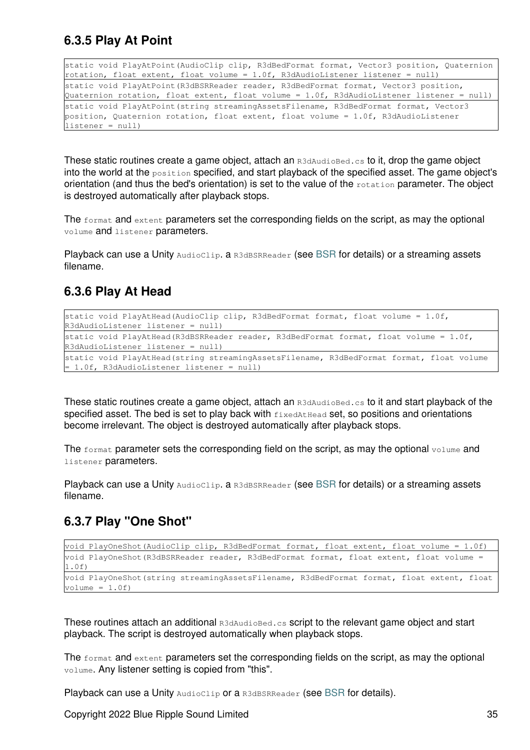### 6.3.5 Play At Point

```
static void PlayAtPoint(AudioClip clip, R3dBedFormat format, Vector3 position, Quaternion rotation, float extent, float volume = 1.0f, R3dAudioListener listener = null)
```
```
static void PlayAtPoint(R3dBSRReader reader, R3dBedFormat format, Vector3 position, Quaternion rotation, float extent, float volume = 1.0f, R3dAudioListener listener = null)
```
```
static void PlayAtPoint(string streamingAssetsFilename, R3dBedFormat format, Vector3 position, Quaternion rotation, float extent, float volume = 1.0f, R3dAudioListener listener = null)
```

These static routines create a game object, attach an `R3dAudioBed.cs` to it, drop the game object into the world at the `position` specified, and start playback of the specified asset. The game object's orientation (and thus the bed's orientation) is set to the value of the `rotation` parameter. The object is destroyed automatically after playback stops.

The `format` and `extent` parameters set the corresponding fields on the script, as may the optional `volume` and `listener` parameters.

Playback can use a Unity `AudioClip`. a `R3dBSRReader` (see BSR for details) or a streaming assets filename.

### 6.3.6 Play At Head

```
static void PlayAtHead(AudioClip clip, R3dBedFormat format, float volume = 1.0f, R3dAudioListener listener = null)
```
```
static void PlayAtHead(R3dBSRReader reader, R3dBedFormat format, float volume = 1.0f, R3dAudioListener listener = null)
```
```
static void PlayAtHead(string streamingAssetsFilename, R3dBedFormat format, float volume = 1.0f, R3dAudioListener listener = null)
```

These static routines create a game object, attach an `R3dAudioBed.cs` to it and start playback of the specified asset. The bed is set to play back with `fixedAtHead` set, so positions and orientations become irrelevant. The object is destroyed automatically after playback stops.

The `format` parameter sets the corresponding field on the script, as may the optional `volume` and `listener` parameters.

Playback can use a Unity `AudioClip`. a `R3dBSRReader` (see BSR for details) or a streaming assets filename.

### 6.3.7 Play "One Shot"

```
void PlayOneShot(AudioClip clip, R3dBedFormat format, float extent, float volume = 1.0f)
```
```
void PlayOneShot(R3dBSRReader reader, R3dBedFormat format, float extent, float volume = 1.0f)
```
```
void PlayOneShot(string streamingAssetsFilename, R3dBedFormat format, float extent, float volume = 1.0f)
```

These routines attach an additional `R3dAudioBed.cs` script to the relevant game object and start playback. The script is destroyed automatically when playback stops.

The `format` and `extent` parameters set the corresponding fields on the script, as may the optional `volume`. Any listener setting is copied from "this".

Playback can use a Unity `AudioClip` or a `R3dBSRReader` (see BSR for details).

Copyright 2022 Blue Ripple Sound Limited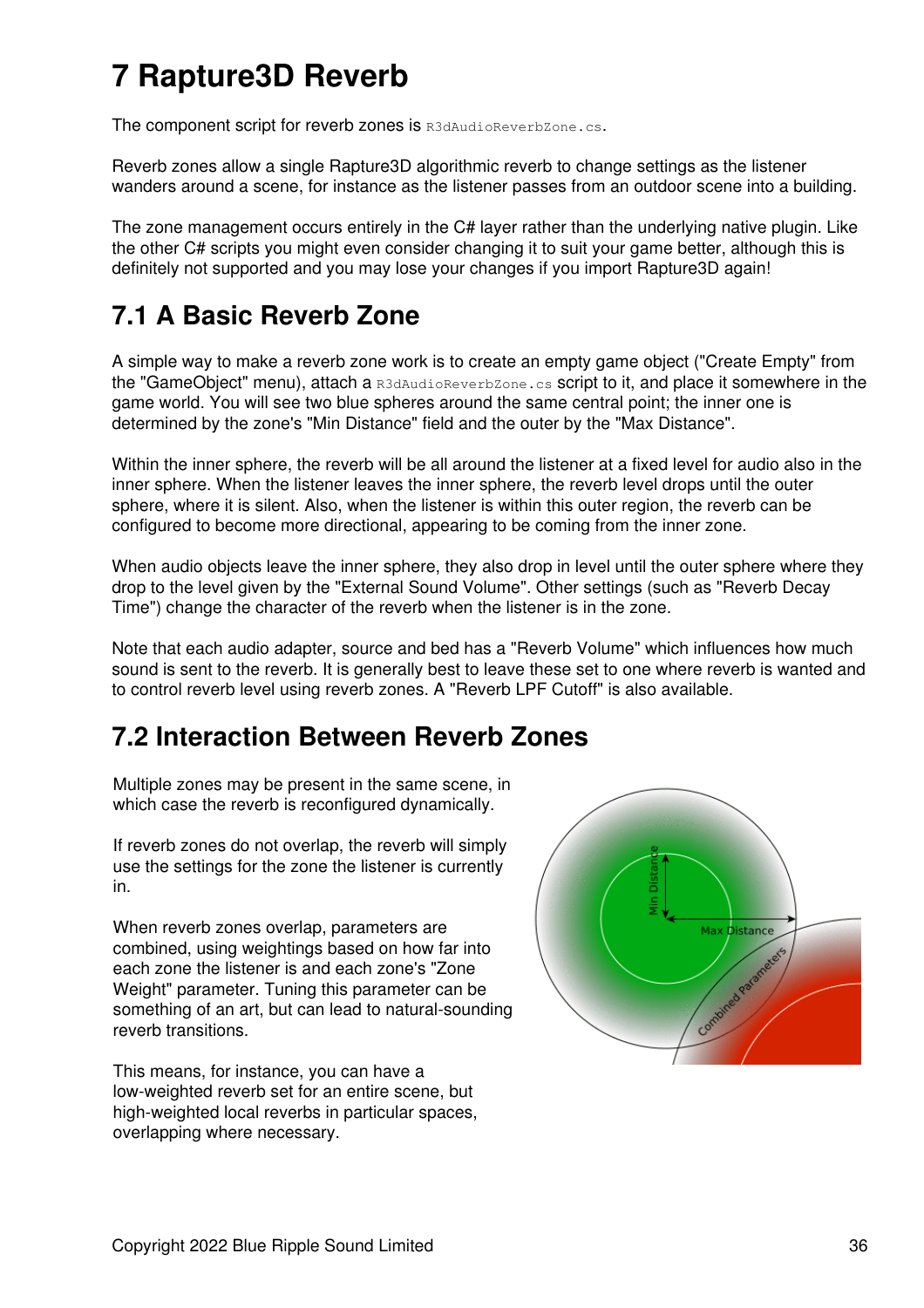# 7 Rapture3D Reverb

The component script for reverb zones is `R3dAudioReverbZone.cs`.

Reverb zones allow a single Rapture3D algorithmic reverb to change settings as the listener wanders around a scene, for instance as the listener passes from an outdoor scene into a building.

The zone management occurs entirely in the C# layer rather than the underlying native plugin. Like the other C# scripts you might even consider changing it to suit your game better, although this is definitely not supported and you may lose your changes if you import Rapture3D again!

## 7.1 A Basic Reverb Zone

A simple way to make a reverb zone work is to create an empty game object ("Create Empty" from the "GameObject" menu), attach a `R3dAudioReverbZone.cs` script to it, and place it somewhere in the game world. You will see two blue spheres around the same central point; the inner one is determined by the zone's "Min Distance" field and the outer by the "Max Distance".

Within the inner sphere, the reverb will be all around the listener at a fixed level for audio also in the inner sphere. When the listener leaves the inner sphere, the reverb level drops until the outer sphere, where it is silent. Also, when the listener is within this outer region, the reverb can be configured to become more directional, appearing to be coming from the inner zone.

When audio objects leave the inner sphere, they also drop in level until the outer sphere where they drop to the level given by the "External Sound Volume". Other settings (such as "Reverb Decay Time") change the character of the reverb when the listener is in the zone.

Note that each audio adapter, source and bed has a "Reverb Volume" which influences how much sound is sent to the reverb. It is generally best to leave these set to one where reverb is wanted and to control reverb level using reverb zones. A "Reverb LPF Cutoff" is also available.

## 7.2 Interaction Between Reverb Zones

Multiple zones may be present in the same scene, in which case the reverb is reconfigured dynamically.

If reverb zones do not overlap, the reverb will simply use the settings for the zone the listener is currently in.

When reverb zones overlap, parameters are combined, using weightings based on how far into each zone the listener is and each zone's "Zone Weight" parameter. Tuning this parameter can be something of an art, but can lead to natural-sounding reverb transitions.

This means, for instance, you can have a low-weighted reverb set for an entire scene, but high-weighted local reverbs in particular spaces, overlapping where necessary.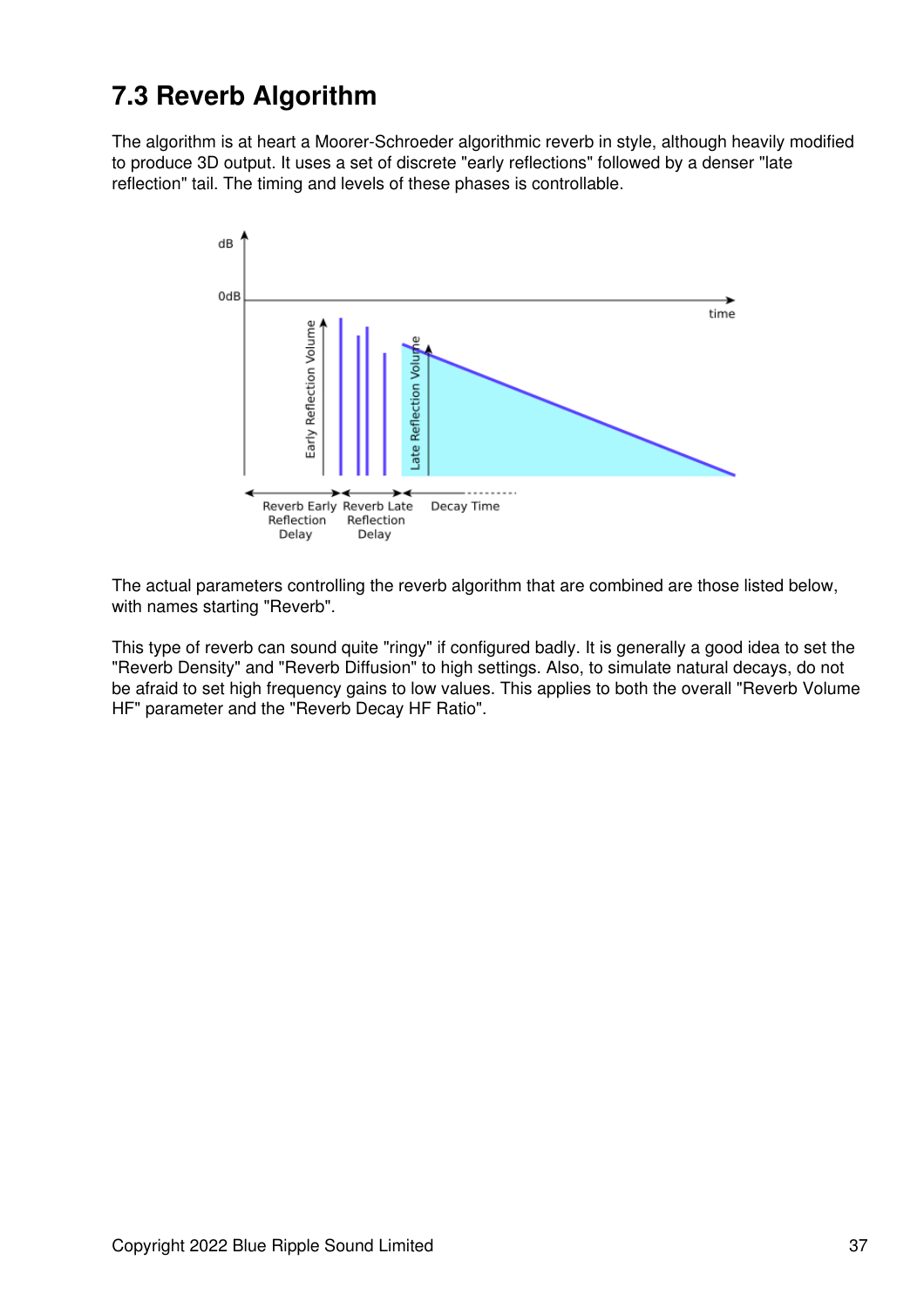## 7.3 Reverb Algorithm

The algorithm is at heart a Moorer-Schroeder algorithmic reverb in style, although heavily modified to produce 3D output. It uses a set of discrete "early reflections" followed by a denser "late reflection" tail. The timing and levels of these phases is controllable.

The actual parameters controlling the reverb algorithm that are combined are those listed below, with names starting "Reverb".

This type of reverb can sound quite "ringy" if configured badly. It is generally a good idea to set the "Reverb Density" and "Reverb Diffusion" to high settings. Also, to simulate natural decays, do not be afraid to set high frequency gains to low values. This applies to both the overall "Reverb Volume HF" parameter and the "Reverb Decay HF Ratio".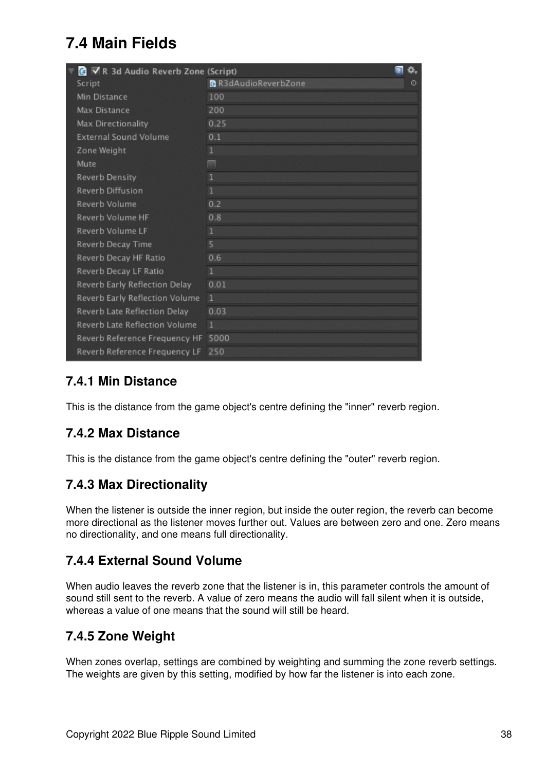# 7.4 Main Fields

| R 3d Audio Reverb Zone (Script) | |
|---|---|
| Script | R3dAudioReverbZone |
| Min Distance | 100 |
| Max Distance | 200 |
| Max Directionality | 0.25 |
| External Sound Volume | 0.1 |
| Zone Weight | 1 |
| Mute | |
| Reverb Density | 1 |
| Reverb Diffusion | 1 |
| Reverb Volume | 0.2 |
| Reverb Volume HF | 0.8 |
| Reverb Volume LF | 1 |
| Reverb Decay Time | 5 |
| Reverb Decay HF Ratio | 0.6 |
| Reverb Decay LF Ratio | 1 |
| Reverb Early Reflection Delay | 0.01 |
| Reverb Early Reflection Volume | 1 |
| Reverb Late Reflection Delay | 0.03 |
| Reverb Late Reflection Volume | 1 |
| Reverb Reference Frequency HF | 5000 |
| Reverb Reference Frequency LF | 250 |

## 7.4.1 Min Distance

This is the distance from the game object's centre defining the "inner" reverb region.

## 7.4.2 Max Distance

This is the distance from the game object's centre defining the "outer" reverb region.

## 7.4.3 Max Directionality

When the listener is outside the inner region, but inside the outer region, the reverb can become more directional as the listener moves further out. Values are between zero and one. Zero means no directionality, and one means full directionality.

## 7.4.4 External Sound Volume

When audio leaves the reverb zone that the listener is in, this parameter controls the amount of sound still sent to the reverb. A value of zero means the audio will fall silent when it is outside, whereas a value of one means that the sound will still be heard.

## 7.4.5 Zone Weight

When zones overlap, settings are combined by weighting and summing the zone reverb settings. The weights are given by this setting, modified by how far the listener is into each zone.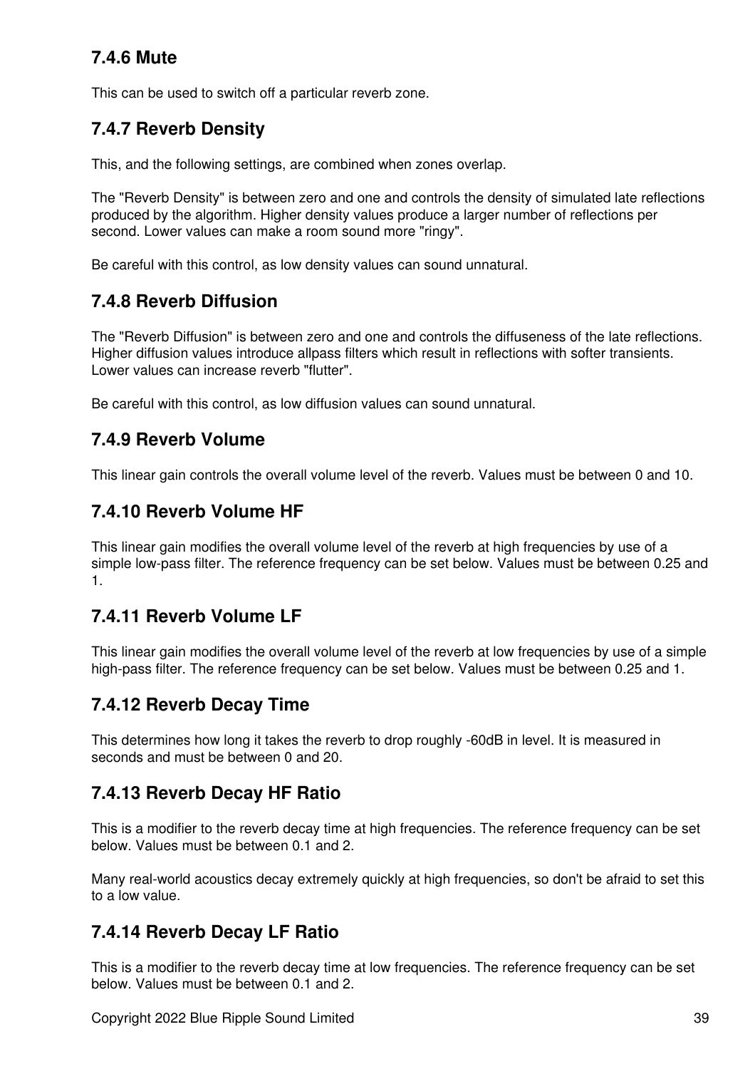### 7.4.6 Mute

This can be used to switch off a particular reverb zone.

### 7.4.7 Reverb Density

This, and the following settings, are combined when zones overlap.

The "Reverb Density" is between zero and one and controls the density of simulated late reflections produced by the algorithm. Higher density values produce a larger number of reflections per second. Lower values can make a room sound more "ringy".

Be careful with this control, as low density values can sound unnatural.

### 7.4.8 Reverb Diffusion

The "Reverb Diffusion" is between zero and one and controls the diffuseness of the late reflections. Higher diffusion values introduce allpass filters which result in reflections with softer transients. Lower values can increase reverb "flutter".

Be careful with this control, as low diffusion values can sound unnatural.

### 7.4.9 Reverb Volume

This linear gain controls the overall volume level of the reverb. Values must be between 0 and 10.

### 7.4.10 Reverb Volume HF

This linear gain modifies the overall volume level of the reverb at high frequencies by use of a simple low-pass filter. The reference frequency can be set below. Values must be between 0.25 and 1.

### 7.4.11 Reverb Volume LF

This linear gain modifies the overall volume level of the reverb at low frequencies by use of a simple high-pass filter. The reference frequency can be set below. Values must be between 0.25 and 1.

### 7.4.12 Reverb Decay Time

This determines how long it takes the reverb to drop roughly -60dB in level. It is measured in seconds and must be between 0 and 20.

### 7.4.13 Reverb Decay HF Ratio

This is a modifier to the reverb decay time at high frequencies. The reference frequency can be set below. Values must be between 0.1 and 2.

Many real-world acoustics decay extremely quickly at high frequencies, so don't be afraid to set this to a low value.

### 7.4.14 Reverb Decay LF Ratio

This is a modifier to the reverb decay time at low frequencies. The reference frequency can be set below. Values must be between 0.1 and 2.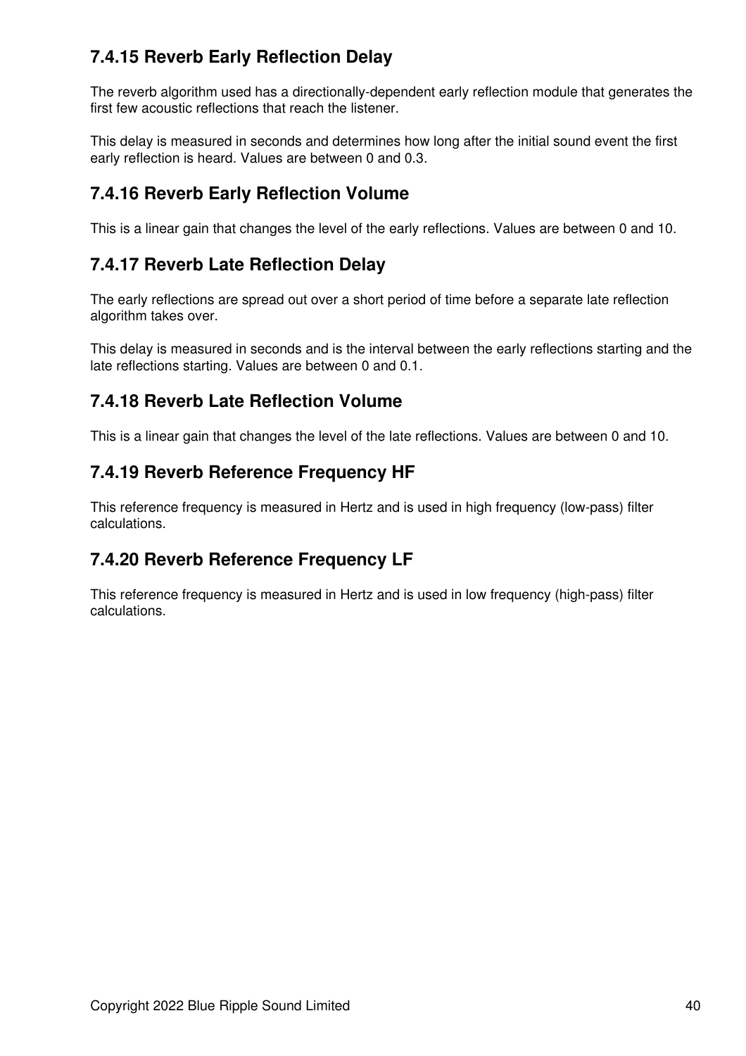### 7.4.15 Reverb Early Reflection Delay

The reverb algorithm used has a directionally-dependent early reflection module that generates the first few acoustic reflections that reach the listener.

This delay is measured in seconds and determines how long after the initial sound event the first early reflection is heard. Values are between 0 and 0.3.

### 7.4.16 Reverb Early Reflection Volume

This is a linear gain that changes the level of the early reflections. Values are between 0 and 10.

### 7.4.17 Reverb Late Reflection Delay

The early reflections are spread out over a short period of time before a separate late reflection algorithm takes over.

This delay is measured in seconds and is the interval between the early reflections starting and the late reflections starting. Values are between 0 and 0.1.

### 7.4.18 Reverb Late Reflection Volume

This is a linear gain that changes the level of the late reflections. Values are between 0 and 10.

### 7.4.19 Reverb Reference Frequency HF

This reference frequency is measured in Hertz and is used in high frequency (low-pass) filter calculations.

### 7.4.20 Reverb Reference Frequency LF

This reference frequency is measured in Hertz and is used in low frequency (high-pass) filter calculations.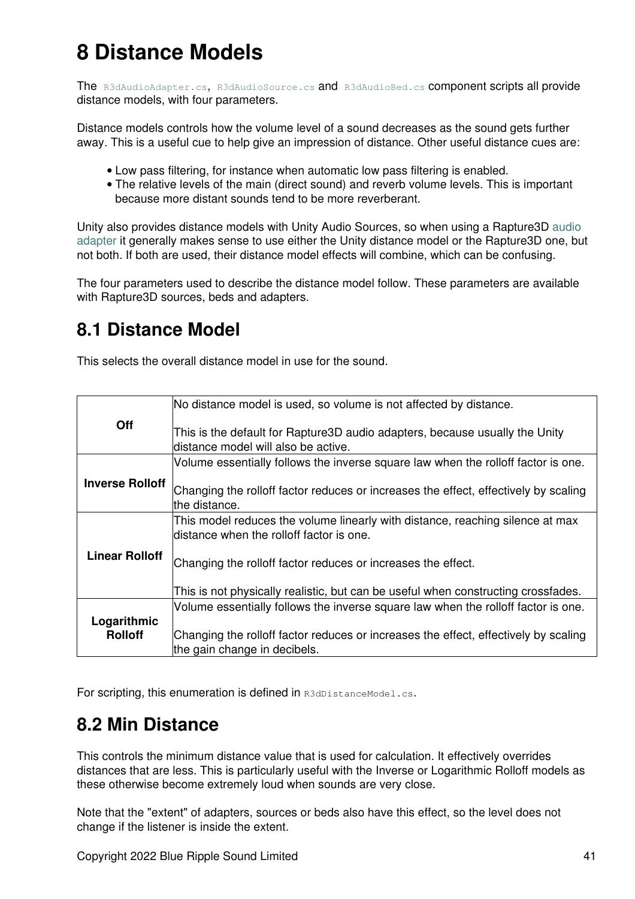# 8 Distance Models

The `R3dAudioAdapter.cs`, `R3dAudioSource.cs` and `R3dAudioBed.cs` component scripts all provide distance models, with four parameters.

Distance models controls how the volume level of a sound decreases as the sound gets further away. This is a useful cue to help give an impression of distance. Other useful distance cues are:

- Low pass filtering, for instance when automatic low pass filtering is enabled.
- The relative levels of the main (direct sound) and reverb volume levels. This is important because more distant sounds tend to be more reverberant.

Unity also provides distance models with Unity Audio Sources, so when using a Rapture3D audio adapter it generally makes sense to use either the Unity distance model or the Rapture3D one, but not both. If both are used, their distance model effects will combine, which can be confusing.

The four parameters used to describe the distance model follow. These parameters are available with Rapture3D sources, beds and adapters.

## 8.1 Distance Model

This selects the overall distance model in use for the sound.

| | |
|---|---|
| **Off** | No distance model is used, so volume is not affected by distance.<br><br>This is the default for Rapture3D audio adapters, because usually the Unity distance model will also be active. |
| **Inverse Rolloff** | Volume essentially follows the inverse square law when the rolloff factor is one.<br><br>Changing the rolloff factor reduces or increases the effect, effectively by scaling the distance. |
| **Linear Rolloff** | This model reduces the volume linearly with distance, reaching silence at max distance when the rolloff factor is one.<br><br>Changing the rolloff factor reduces or increases the effect.<br><br>This is not physically realistic, but can be useful when constructing crossfades. |
| **Logarithmic Rolloff** | Volume essentially follows the inverse square law when the rolloff factor is one.<br><br>Changing the rolloff factor reduces or increases the effect, effectively by scaling the gain change in decibels. |

For scripting, this enumeration is defined in `R3dDistanceModel.cs`.

## 8.2 Min Distance

This controls the minimum distance value that is used for calculation. It effectively overrides distances that are less. This is particularly useful with the Inverse or Logarithmic Rolloff models as these otherwise become extremely loud when sounds are very close.

Note that the "extent" of adapters, sources or beds also have this effect, so the level does not change if the listener is inside the extent.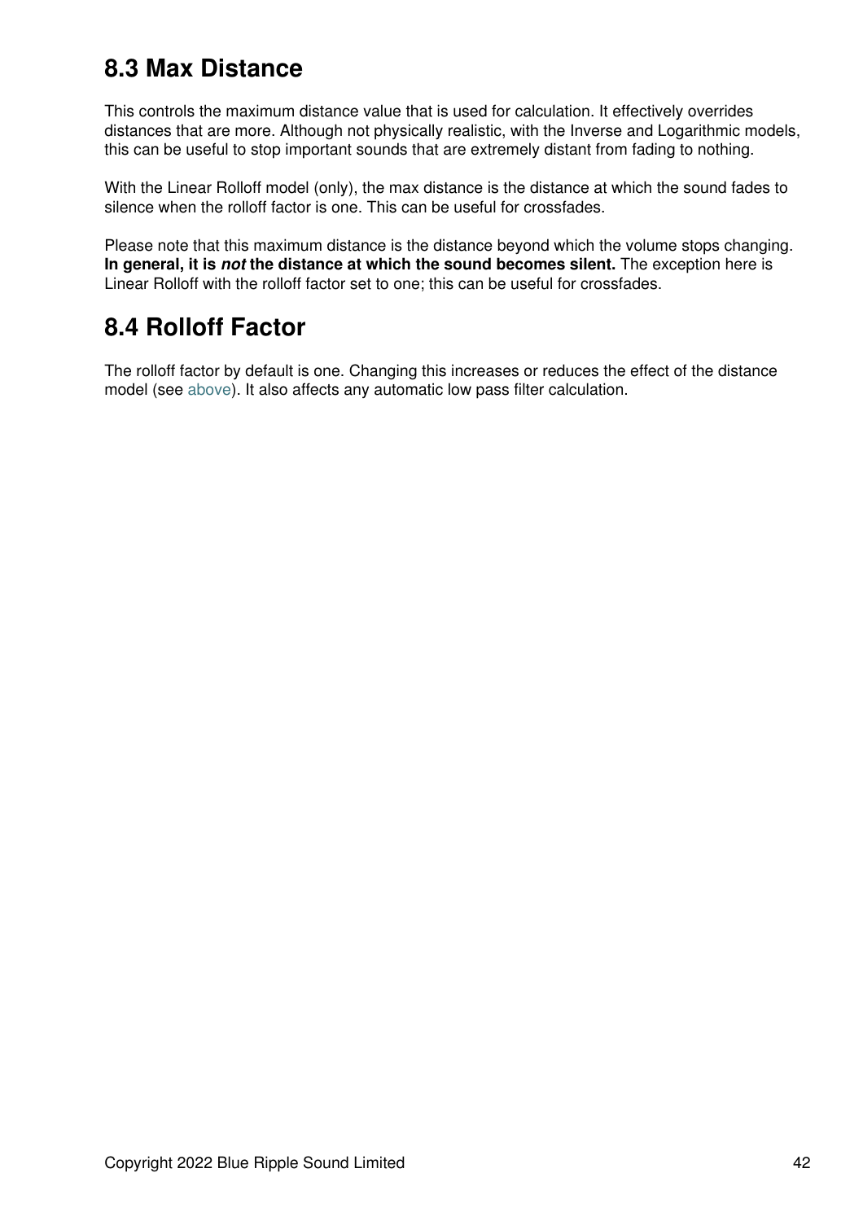## 8.3 Max Distance

This controls the maximum distance value that is used for calculation. It effectively overrides distances that are more. Although not physically realistic, with the Inverse and Logarithmic models, this can be useful to stop important sounds that are extremely distant from fading to nothing.

With the Linear Rolloff model (only), the max distance is the distance at which the sound fades to silence when the rolloff factor is one. This can be useful for crossfades.

Please note that this maximum distance is the distance beyond which the volume stops changing. **In general, it is *not* the distance at which the sound becomes silent.** The exception here is Linear Rolloff with the rolloff factor set to one; this can be useful for crossfades.

## 8.4 Rolloff Factor

The rolloff factor by default is one. Changing this increases or reduces the effect of the distance model (see above). It also affects any automatic low pass filter calculation.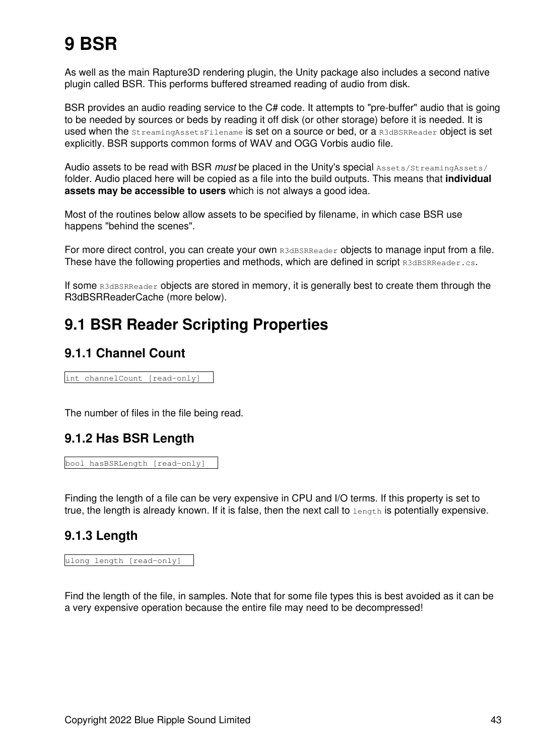# 9 BSR

As well as the main Rapture3D rendering plugin, the Unity package also includes a second native plugin called BSR. This performs buffered streamed reading of audio from disk.

BSR provides an audio reading service to the C# code. It attempts to "pre-buffer" audio that is going to be needed by sources or beds by reading it off disk (or other storage) before it is needed. It is used when the `StreamingAssetsFilename` is set on a source or bed, or a `R3dBSRReader` object is set explicitly. BSR supports common forms of WAV and OGG Vorbis audio file.

Audio assets to be read with BSR *must* be placed in the Unity's special `Assets/StreamingAssets/` folder. Audio placed here will be copied as a file into the build outputs. This means that **individual assets may be accessible to users** which is not always a good idea.

Most of the routines below allow assets to be specified by filename, in which case BSR use happens "behind the scenes".

For more direct control, you can create your own `R3dBSRReader` objects to manage input from a file. These have the following properties and methods, which are defined in script `R3dBSRReader.cs`.

If some `R3dBSRReader` objects are stored in memory, it is generally best to create them through the R3dBSRReaderCache (more below).

## 9.1 BSR Reader Scripting Properties

### 9.1.1 Channel Count

```
int channelCount [read-only]
```

The number of files in the file being read.

### 9.1.2 Has BSR Length

```
bool hasBSRLength [read-only]
```

Finding the length of a file can be very expensive in CPU and I/O terms. If this property is set to true, the length is already known. If it is false, then the next call to `length` is potentially expensive.

### 9.1.3 Length

```
ulong length [read-only]
```

Find the length of the file, in samples. Note that for some file types this is best avoided as it can be a very expensive operation because the entire file may need to be decompressed!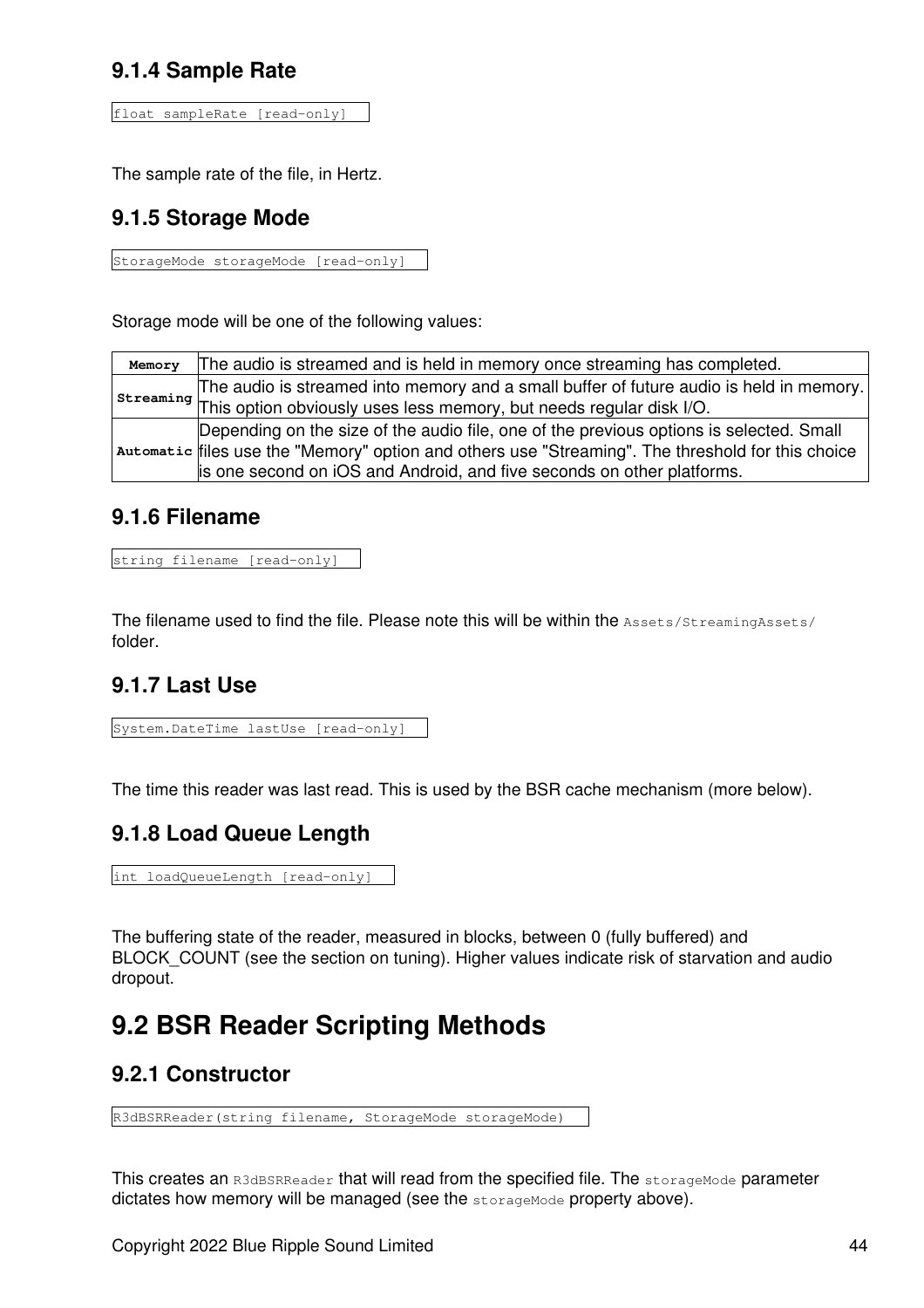### 9.1.4 Sample Rate

```
float sampleRate [read-only]
```

The sample rate of the file, in Hertz.

### 9.1.5 Storage Mode

```
StorageMode storageMode [read-only]
```

Storage mode will be one of the following values:

| | |
|---|---|
| **Memory** | The audio is streamed and is held in memory once streaming has completed. |
| **Streaming** | The audio is streamed into memory and a small buffer of future audio is held in memory. This option obviously uses less memory, but needs regular disk I/O. |
| **Automatic** | Depending on the size of the audio file, one of the previous options is selected. Small files use the "Memory" option and others use "Streaming". The threshold for this choice is one second on iOS and Android, and five seconds on other platforms. |

### 9.1.6 Filename

```
string filename [read-only]
```

The filename used to find the file. Please note this will be within the `Assets/StreamingAssets/` folder.

### 9.1.7 Last Use

```
System.DateTime lastUse [read-only]
```

The time this reader was last read. This is used by the BSR cache mechanism (more below).

### 9.1.8 Load Queue Length

```
int loadQueueLength [read-only]
```

The buffering state of the reader, measured in blocks, between 0 (fully buffered) and BLOCK_COUNT (see the section on tuning). Higher values indicate risk of starvation and audio dropout.

## 9.2 BSR Reader Scripting Methods

### 9.2.1 Constructor

```
R3dBSRReader(string filename, StorageMode storageMode)
```

This creates an `R3dBSRReader` that will read from the specified file. The `storageMode` parameter dictates how memory will be managed (see the `storageMode` property above).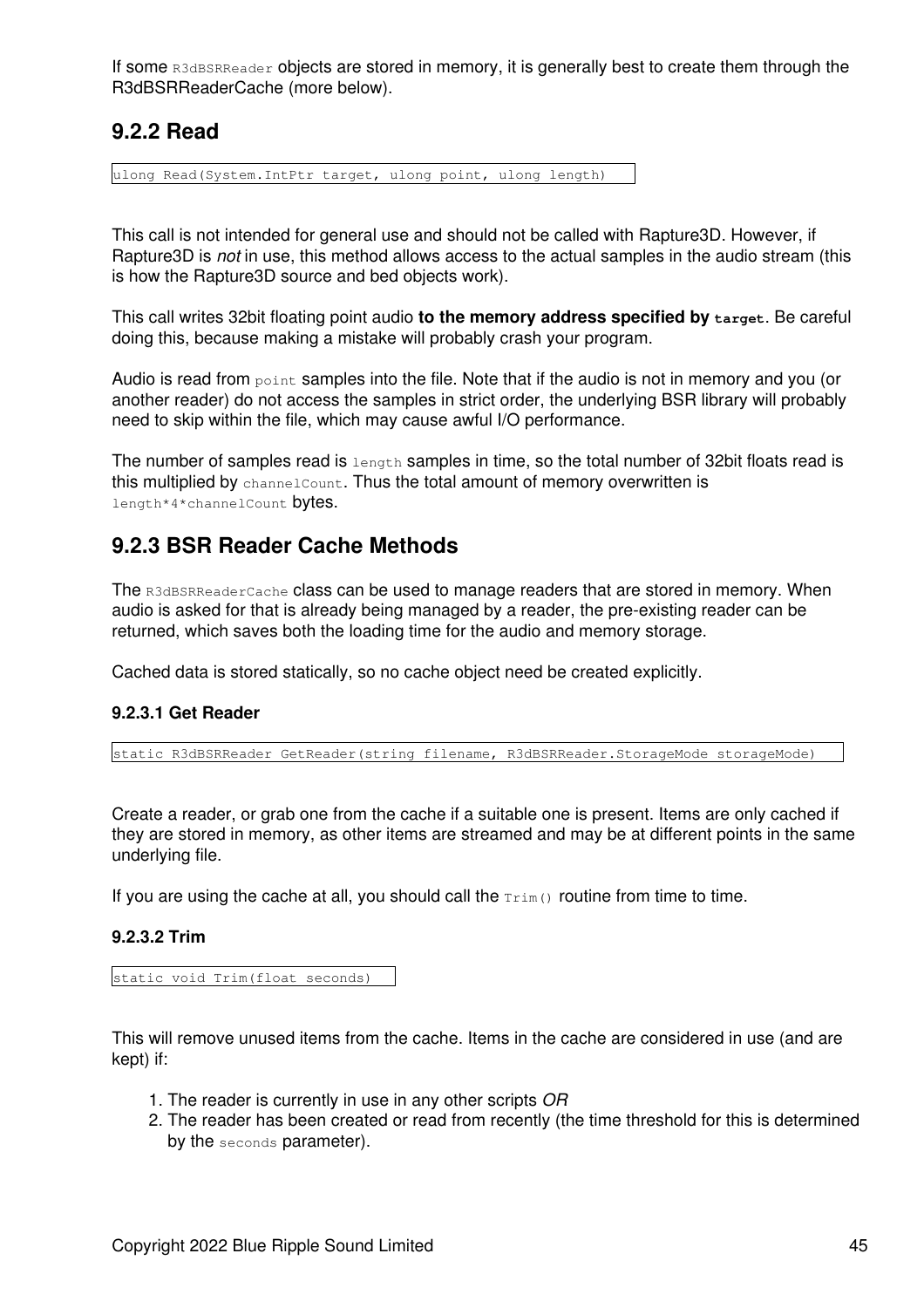If some `R3dBSRReader` objects are stored in memory, it is generally best to create them through the R3dBSRReaderCache (more below).

## 9.2.2 Read

```
ulong Read(System.IntPtr target, ulong point, ulong length)
```

This call is not intended for general use and should not be called with Rapture3D. However, if Rapture3D is *not* in use, this method allows access to the actual samples in the audio stream (this is how the Rapture3D source and bed objects work).

This call writes 32bit floating point audio **to the memory address specified by `target`**. Be careful doing this, because making a mistake will probably crash your program.

Audio is read from `point` samples into the file. Note that if the audio is not in memory and you (or another reader) do not access the samples in strict order, the underlying BSR library will probably need to skip within the file, which may cause awful I/O performance.

The number of samples read is `length` samples in time, so the total number of 32bit floats read is this multiplied by `channelCount`. Thus the total amount of memory overwritten is `length*4*channelCount` bytes.

## 9.2.3 BSR Reader Cache Methods

The `R3dBSRReaderCache` class can be used to manage readers that are stored in memory. When audio is asked for that is already being managed by a reader, the pre-existing reader can be returned, which saves both the loading time for the audio and memory storage.

Cached data is stored statically, so no cache object need be created explicitly.

### 9.2.3.1 Get Reader

```
static R3dBSRReader GetReader(string filename, R3dBSRReader.StorageMode storageMode)
```

Create a reader, or grab one from the cache if a suitable one is present. Items are only cached if they are stored in memory, as other items are streamed and may be at different points in the same underlying file.

If you are using the cache at all, you should call the `Trim()` routine from time to time.

### 9.2.3.2 Trim

```
static void Trim(float seconds)
```

This will remove unused items from the cache. Items in the cache are considered in use (and are kept) if:

1. The reader is currently in use in any other scripts *OR*
2. The reader has been created or read from recently (the time threshold for this is determined by the `seconds` parameter).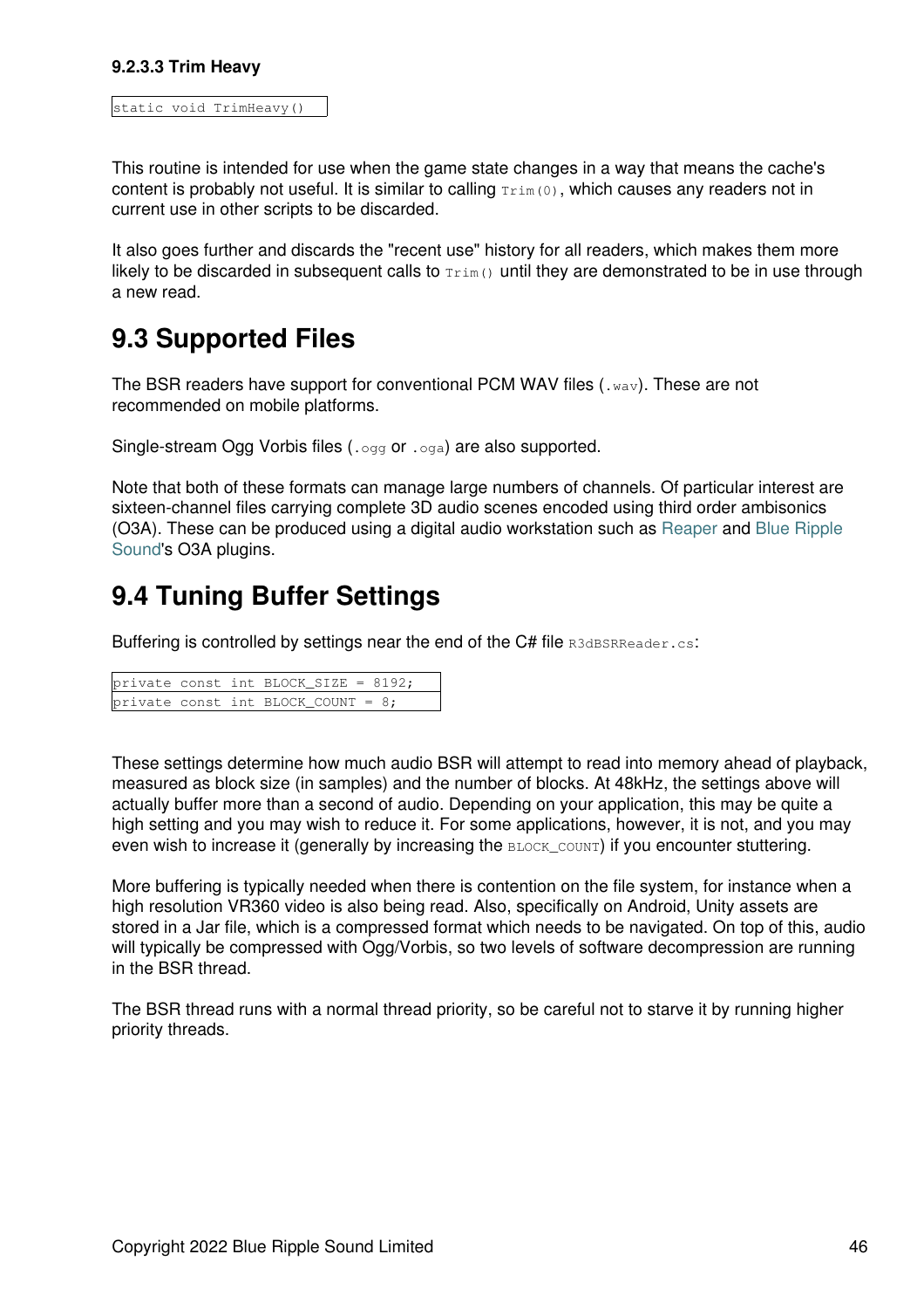#### 9.2.3.3 Trim Heavy

```
static void TrimHeavy()
```

This routine is intended for use when the game state changes in a way that means the cache's content is probably not useful. It is similar to calling `Trim(0)`, which causes any readers not in current use in other scripts to be discarded.

It also goes further and discards the "recent use" history for all readers, which makes them more likely to be discarded in subsequent calls to `Trim()` until they are demonstrated to be in use through a new read.

## 9.3 Supported Files

The BSR readers have support for conventional PCM WAV files (`.wav`). These are not recommended on mobile platforms.

Single-stream Ogg Vorbis files (`.ogg` or `.oga`) are also supported.

Note that both of these formats can manage large numbers of channels. Of particular interest are sixteen-channel files carrying complete 3D audio scenes encoded using third order ambisonics (O3A). These can be produced using a digital audio workstation such as Reaper and Blue Ripple Sound's O3A plugins.

## 9.4 Tuning Buffer Settings

Buffering is controlled by settings near the end of the C# file `R3dBSRReader.cs`:

```
private const int BLOCK_SIZE = 8192;
private const int BLOCK_COUNT = 8;
```

These settings determine how much audio BSR will attempt to read into memory ahead of playback, measured as block size (in samples) and the number of blocks. At 48kHz, the settings above will actually buffer more than a second of audio. Depending on your application, this may be quite a high setting and you may wish to reduce it. For some applications, however, it is not, and you may even wish to increase it (generally by increasing the `BLOCK_COUNT`) if you encounter stuttering.

More buffering is typically needed when there is contention on the file system, for instance when a high resolution VR360 video is also being read. Also, specifically on Android, Unity assets are stored in a Jar file, which is a compressed format which needs to be navigated. On top of this, audio will typically be compressed with Ogg/Vorbis, so two levels of software decompression are running in the BSR thread.

The BSR thread runs with a normal thread priority, so be careful not to starve it by running higher priority threads.